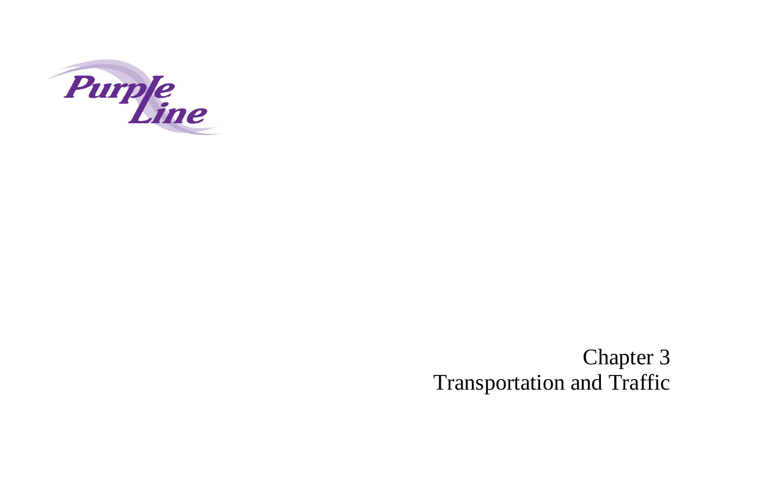Purple Line

# Chapter 3
# Transportation and Traffic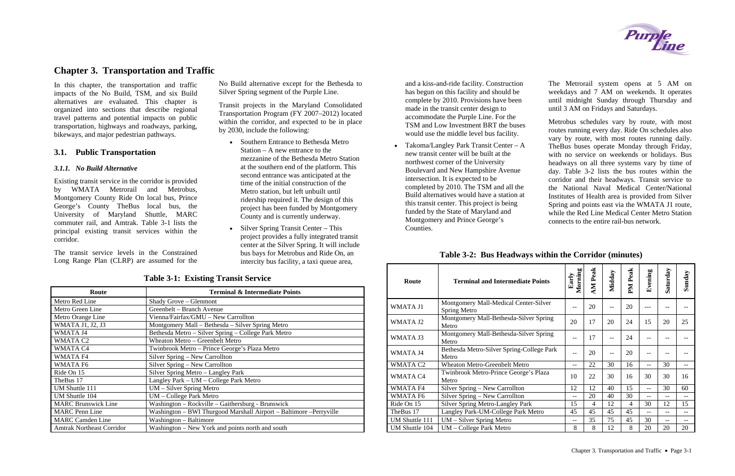# Chapter 3. Transportation and Traffic

In this chapter, the transportation and traffic impacts of the No Build, TSM, and six Build alternatives are evaluated. This chapter is organized into sections that describe regional travel patterns and potential impacts on public transportation, highways and roadways, parking, bikeways, and major pedestrian pathways.

## 3.1. Public Transportation

### *3.1.1. No Build Alternative*

Existing transit service in the corridor is provided by WMATA Metrorail and Metrobus, Montgomery County Ride On local bus, Prince George's County TheBus local bus, the University of Maryland Shuttle, MARC commuter rail, and Amtrak. Table 3-1 lists the principal existing transit services within the corridor.

The transit service levels in the Constrained Long Range Plan (CLRP) are assumed for the No Build alternative except for the Bethesda to Silver Spring segment of the Purple Line.

Transit projects in the Maryland Consolidated Transportation Program (FY 2007–2012) located within the corridor, and expected to be in place by 2030, include the following:

- Southern Entrance to Bethesda Metro Station – A new entrance to the mezzanine of the Bethesda Metro Station at the southern end of the platform. This second entrance was anticipated at the time of the initial construction of the Metro station, but left unbuilt until ridership required it. The design of this project has been funded by Montgomery County and is currently underway.
- Silver Spring Transit Center – This project provides a fully integrated transit center at the Silver Spring. It will include bus bays for Metrobus and Ride On, an intercity bus facility, a taxi queue area, and a kiss-and-ride facility. Construction has begun on this facility and should be complete by 2010. Provisions have been made in the transit center design to accommodate the Purple Line. For the TSM and Low Investment BRT the buses would use the middle level bus facility.
- Takoma/Langley Park Transit Center – A new transit center will be built at the northwest corner of the University Boulevard and New Hampshire Avenue intersection. It is expected to be completed by 2010. The TSM and all the Build alternatives would have a station at this transit center. This project is being funded by the State of Maryland and Montgomery and Prince George's Counties.

**Table 3-1: Existing Transit Service**

| Route | Terminal & Intermediate Points |
|---|---|
| Metro Red Line | Shady Grove – Glenmont |
| Metro Green Line | Greenbelt – Branch Avenue |
| Metro Orange Line | Vienna/Fairfax/GMU – New Carrollton |
| WMATA J1, J2, J3 | Montgomery Mall – Bethesda – Silver Spring Metro |
| WMATA J4 | Bethesda Metro – Silver Spring – College Park Metro |
| WMATA C2 | Wheaton Metro – Greenbelt Metro |
| WMATA C4 | Twinbrook Metro – Prince George's Plaza Metro |
| WMATA F4 | Silver Spring – New Carrollton |
| WMATA F6 | Silver Spring – New Carrollton |
| Ride On 15 | Silver Spring Metro – Langley Park |
| TheBus 17 | Langley Park – UM – College Park Metro |
| UM Shuttle 111 | UM – Silver Spring Metro |
| UM Shuttle 104 | UM – College Park Metro |
| MARC Brunswick Line | Washington – Rockville – Gaithersburg - Brunswick |
| MARC Penn Line | Washington – BWI Thurgood Marshall Airport – Baltimore –Perryville |
| MARC Camden Line | Washington – Baltimore |
| Amtrak Northeast Corridor | Washington – New York and points north and south |

The Metrorail system opens at 5 AM on weekdays and 7 AM on weekends. It operates until midnight Sunday through Thursday and until 3 AM on Fridays and Saturdays.

Metrobus schedules vary by route, with most routes running every day. Ride On schedules also vary by route, with most routes running daily. TheBus buses operate Monday through Friday, with no service on weekends or holidays. Bus headways on all three systems vary by time of day. Table 3-2 lists the bus routes within the corridor and their headways. Transit service to the National Naval Medical Center/National Institutes of Health area is provided from Silver Spring and points east via the WMATA J1 route, while the Red Line Medical Center Metro Station connects to the entire rail-bus network.

**Table 3-2: Bus Headways within the Corridor (minutes)**

| Route | Terminal and Intermediate Points | Early Morning | AM Peak | Midday | PM Peak | Evening | Saturday | Sunday |
|---|---|---|---|---|---|---|---|---|
| WMATA J1 | Montgomery Mall-Medical Center-Silver Spring Metro | -- | 20 | -- | 20 | --- | -- | -- |
| WMATA J2 | Montgomery Mall-Bethesda-Silver Spring Metro | 20 | 17 | 20 | 24 | 15 | 20 | 25 |
| WMATA J3 | Montgomery Mall-Bethesda-Silver Spring Metro | -- | 17 | -- | 24 | -- | -- | -- |
| WMATA J4 | Bethesda Metro-Silver Spring-College Park Metro | -- | 20 | -- | 20 | -- | -- | -- |
| WMATA C2 | Wheaton Metro-Greenbelt Metro | -- | 22 | 30 | 16 | -- | 30 | -- |
| WMATA C4 | Twinbrook Metro-Prince George's Plaza Metro | 10 | 22 | 30 | 16 | 30 | 30 | 16 |
| WMATA F4 | Silver Spring – New Carrollton | 12 | 12 | 40 | 15 | -- | 30 | 60 |
| WMATA F6 | Silver Spring – New Carrollton | -- | 20 | 40 | 30 | -- | -- | -- |
| Ride On 15 | Silver Spring Metro-Langley Park | 15 | 4 | 12 | 4 | 30 | 12 | 15 |
| TheBus 17 | Langley Park-UM-College Park Metro | 45 | 45 | 45 | 45 | -- | -- | -- |
| UM Shuttle 111 | UM – Silver Spring Metro | -- | 35 | 75 | 45 | 30 | -- | -- |
| UM Shuttle 104 | UM – College Park Metro | 8 | 8 | 12 | 8 | 20 | 20 | 20 |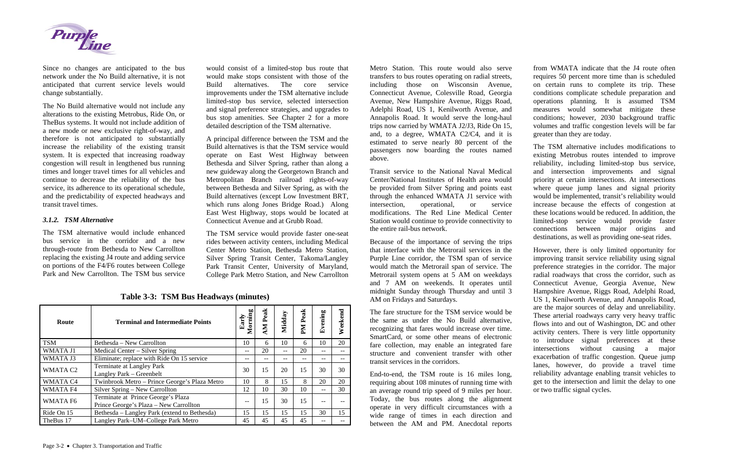Since no changes are anticipated to the bus network under the No Build alternative, it is not anticipated that current service levels would change substantially.

The No Build alternative would not include any alterations to the existing Metrobus, Ride On, or TheBus systems. It would not include addition of a new mode or new exclusive right-of-way, and therefore is not anticipated to substantially increase the reliability of the existing transit system. It is expected that increasing roadway congestion will result in lengthened bus running times and longer travel times for all vehicles and continue to decrease the reliability of the bus service, its adherence to its operational schedule, and the predictability of expected headways and transit travel times.

### *3.1.2. TSM Alternative*

The TSM alternative would include enhanced bus service in the corridor and a new through-route from Bethesda to New Carrollton replacing the existing J4 route and adding service on portions of the F4/F6 routes between College Park and New Carrollton. The TSM bus service would consist of a limited-stop bus route that would make stops consistent with those of the Build alternatives. The core service improvements under the TSM alternative include limited-stop bus service, selected intersection and signal preference strategies, and upgrades to bus stop amenities. See Chapter 2 for a more detailed description of the TSM alternative.

A principal difference between the TSM and the Build alternatives is that the TSM service would operate on East West Highway between Bethesda and Silver Spring, rather than along a new guideway along the Georgetown Branch and Metropolitan Branch railroad rights-of-way between Bethesda and Silver Spring, as with the Build alternatives (except Low Investment BRT, which runs along Jones Bridge Road.) Along East West Highway, stops would be located at Connecticut Avenue and at Grubb Road.

The TSM service would provide faster one-seat rides between activity centers, including Medical Center Metro Station, Bethesda Metro Station, Silver Spring Transit Center, Takoma/Langley Park Transit Center, University of Maryland, College Park Metro Station, and New Carrollton Metro Station. This route would also serve transfers to bus routes operating on radial streets, including those on Wisconsin Avenue, Connecticut Avenue, Colesville Road, Georgia Avenue, New Hampshire Avenue, Riggs Road, Adelphi Road, US 1, Kenilworth Avenue, and Annapolis Road. It would serve the long-haul trips now carried by WMATA J2/J3, Ride On 15, and, to a degree, WMATA C2/C4, and it is estimated to serve nearly 80 percent of the passengers now boarding the routes named above.

**Table 3-3: TSM Bus Headways (minutes)**

| Route | Terminal and Intermediate Points | Early Morning | AM Peak | Midday | PM Peak | Evening | Weekend |
|---|---|---|---|---|---|---|---|
| TSM | Bethesda – New Carrollton | 10 | 6 | 10 | 6 | 10 | 20 |
| WMATA J1 | Medical Center – Silver Spring | -- | 20 | -- | 20 | -- | -- |
| WMATA J3 | Eliminate; replace with Ride On 15 service | -- | -- | -- | -- | -- | -- |
| WMATA C2 | Terminate at Langley Park<br>Langley Park – Greenbelt | 30 | 15 | 20 | 15 | 30 | 30 |
| WMATA C4 | Twinbrook Metro – Prince George's Plaza Metro | 10 | 8 | 15 | 8 | 20 | 20 |
| WMATA F4 | Silver Spring – New Carrollton | 12 | 10 | 30 | 10 | -- | 30 |
| WMATA F6 | Terminate at Prince George's Plaza<br>Prince George's Plaza – New Carrollton | -- | 15 | 30 | 15 | -- | -- |
| Ride On 15 | Bethesda – Langley Park (extend to Bethesda) | 15 | 15 | 15 | 15 | 30 | 15 |
| TheBus 17 | Langley Park–UM–College Park Metro | 45 | 45 | 45 | 45 | -- | -- |

Transit service to the National Naval Medical Center/National Institutes of Health area would be provided from Silver Spring and points east through the enhanced WMATA J1 service with intersection, operational, or service modifications. The Red Line Medical Center Station would continue to provide connectivity to the entire rail-bus network.

Because of the importance of serving the trips that interface with the Metrorail services in the Purple Line corridor, the TSM span of service would match the Metrorail span of service. The Metrorail system opens at 5 AM on weekdays and 7 AM on weekends. It operates until midnight Sunday through Thursday and until 3 AM on Fridays and Saturdays.

The fare structure for the TSM service would be the same as under the No Build alternative, recognizing that fares would increase over time. SmartCard, or some other means of electronic fare collection, may enable an integrated fare structure and convenient transfer with other transit services in the corridors.

End-to-end, the TSM route is 16 miles long, requiring about 108 minutes of running time with an average round trip speed of 9 miles per hour. Today, the bus routes along the alignment operate in very difficult circumstances with a wide range of times in each direction and between the AM and PM. Anecdotal reports from WMATA indicate that the J4 route often requires 50 percent more time than is scheduled on certain runs to complete its trip. These conditions complicate schedule preparation and operations planning. It is assumed TSM measures would somewhat mitigate these conditions; however, 2030 background traffic volumes and traffic congestion levels will be far greater than they are today.

The TSM alternative includes modifications to existing Metrobus routes intended to improve reliability, including limited-stop bus service, and intersection improvements and signal priority at certain intersections. At intersections where queue jump lanes and signal priority would be implemented, transit's reliability would increase because the effects of congestion at these locations would be reduced. In addition, the limited-stop service would provide faster connections between major origins and destinations, as well as providing one-seat rides.

However, there is only limited opportunity for improving transit service reliability using signal preference strategies in the corridor. The major radial roadways that cross the corridor, such as Connecticut Avenue, Georgia Avenue, New Hampshire Avenue, Riggs Road, Adelphi Road, US 1, Kenilworth Avenue, and Annapolis Road, are the major sources of delay and unreliability. These arterial roadways carry very heavy traffic flows into and out of Washington, DC and other activity centers. There is very little opportunity to introduce signal preferences at these intersections without causing a major exacerbation of traffic congestion. Queue jump lanes, however, do provide a travel time reliability advantage enabling transit vehicles to get to the intersection and limit the delay to one or two traffic signal cycles.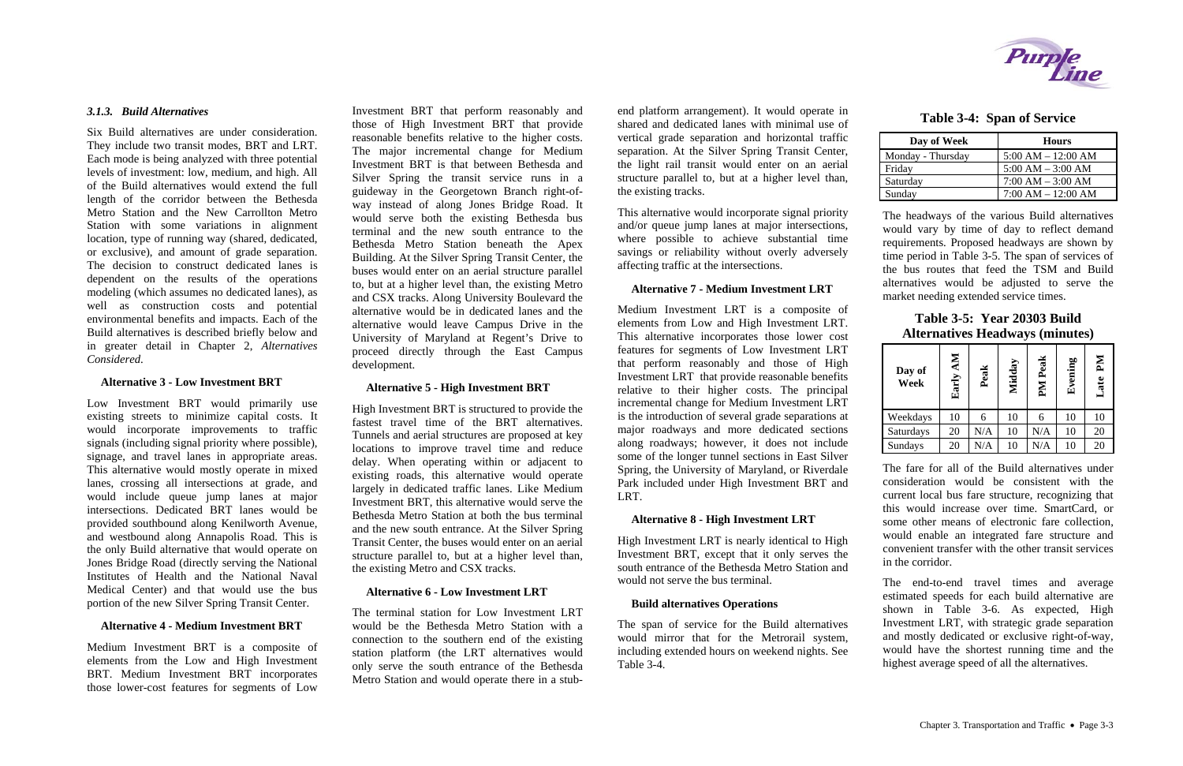### *3.1.3. Build Alternatives*

Six Build alternatives are under consideration. They include two transit modes, BRT and LRT. Each mode is being analyzed with three potential levels of investment: low, medium, and high. All of the Build alternatives would extend the full length of the corridor between the Bethesda Metro Station and the New Carrollton Metro Station with some variations in alignment location, type of running way (shared, dedicated, or exclusive), and amount of grade separation. The decision to construct dedicated lanes is dependent on the results of the operations modeling (which assumes no dedicated lanes), as well as construction costs and potential environmental benefits and impacts. Each of the Build alternatives is described briefly below and in greater detail in Chapter 2, *Alternatives Considered.*

**Alternative 3 - Low Investment BRT**

Low Investment BRT would primarily use existing streets to minimize capital costs. It would incorporate improvements to traffic signals (including signal priority where possible), signage, and travel lanes in appropriate areas. This alternative would mostly operate in mixed lanes, crossing all intersections at grade, and would include queue jump lanes at major intersections. Dedicated BRT lanes would be provided southbound along Kenilworth Avenue, and westbound along Annapolis Road. This is the only Build alternative that would operate on Jones Bridge Road (directly serving the National Institutes of Health and the National Naval Medical Center) and that would use the bus portion of the new Silver Spring Transit Center.

**Alternative 4 - Medium Investment BRT**

Medium Investment BRT is a composite of elements from the Low and High Investment BRT. Medium Investment BRT incorporates those lower-cost features for segments of Low Investment BRT that perform reasonably and those of High Investment BRT that provide reasonable benefits relative to the higher costs. The major incremental change for Medium Investment BRT is that between Bethesda and Silver Spring the transit service runs in a guideway in the Georgetown Branch right-of-way instead of along Jones Bridge Road. It would serve both the existing Bethesda bus terminal and the new south entrance to the Bethesda Metro Station beneath the Apex Building. At the Silver Spring Transit Center, the buses would enter on an aerial structure parallel to, but at a higher level than, the existing Metro and CSX tracks. Along University Boulevard the alternative would be in dedicated lanes and the alternative would leave Campus Drive in the University of Maryland at Regent's Drive to proceed directly through the East Campus development.

**Alternative 5 - High Investment BRT**

High Investment BRT is structured to provide the fastest travel time of the BRT alternatives. Tunnels and aerial structures are proposed at key locations to improve travel time and reduce delay. When operating within or adjacent to existing roads, this alternative would operate largely in dedicated traffic lanes. Like Medium Investment BRT, this alternative would serve the Bethesda Metro Station at both the bus terminal and the new south entrance. At the Silver Spring Transit Center, the buses would enter on an aerial structure parallel to, but at a higher level than, the existing Metro and CSX tracks.

**Alternative 6 - Low Investment LRT**

The terminal station for Low Investment LRT would be the Bethesda Metro Station with a connection to the southern end of the existing station platform (the LRT alternatives would only serve the south entrance of the Bethesda Metro Station and would operate there in a stub-end platform arrangement). It would operate in shared and dedicated lanes with minimal use of vertical grade separation and horizontal traffic separation. At the Silver Spring Transit Center, the light rail transit would enter on an aerial structure parallel to, but at a higher level than, the existing tracks.

This alternative would incorporate signal priority and/or queue jump lanes at major intersections, where possible to achieve substantial time savings or reliability without overly adversely affecting traffic at the intersections.

**Alternative 7 - Medium Investment LRT**

Medium Investment LRT is a composite of elements from Low and High Investment LRT. This alternative incorporates those lower cost features for segments of Low Investment LRT that perform reasonably and those of High Investment LRT that provide reasonable benefits relative to their higher costs. The principal incremental change for Medium Investment LRT is the introduction of several grade separations at major roadways and more dedicated sections along roadways; however, it does not include some of the longer tunnel sections in East Silver Spring, the University of Maryland, or Riverdale Park included under High Investment BRT and LRT.

**Alternative 8 - High Investment LRT**

High Investment LRT is nearly identical to High Investment BRT, except that it only serves the south entrance of the Bethesda Metro Station and would not serve the bus terminal.

**Build alternatives Operations**

The span of service for the Build alternatives would mirror that for the Metrorail system, including extended hours on weekend nights. See Table 3-4.

**Table 3-4: Span of Service**

| Day of Week | Hours |
|---|---|
| Monday - Thursday | 5:00 AM – 12:00 AM |
| Friday | 5:00 AM – 3:00 AM |
| Saturday | 7:00 AM – 3:00 AM |
| Sunday | 7:00 AM – 12:00 AM |

The headways of the various Build alternatives would vary by time of day to reflect demand requirements. Proposed headways are shown by time period in Table 3-5. The span of services of the bus routes that feed the TSM and Build alternatives would be adjusted to serve the market needing extended service times.

**Table 3-5: Year 20303 Build Alternatives Headways (minutes)**

| Day of Week | Early AM | Peak | Midday | PM Peak | Evening | Late PM |
|---|---|---|---|---|---|---|
| Weekdays | 10 | 6 | 10 | 6 | 10 | 10 |
| Saturdays | 20 | N/A | 10 | N/A | 10 | 20 |
| Sundays | 20 | N/A | 10 | N/A | 10 | 20 |

The fare for all of the Build alternatives under consideration would be consistent with the current local bus fare structure, recognizing that this would increase over time. SmartCard, or some other means of electronic fare collection, would enable an integrated fare structure and convenient transfer with the other transit services in the corridor.

The end-to-end travel times and average estimated speeds for each build alternative are shown in Table 3-6. As expected, High Investment LRT, with strategic grade separation and mostly dedicated or exclusive right-of-way, would have the shortest running time and the highest average speed of all the alternatives.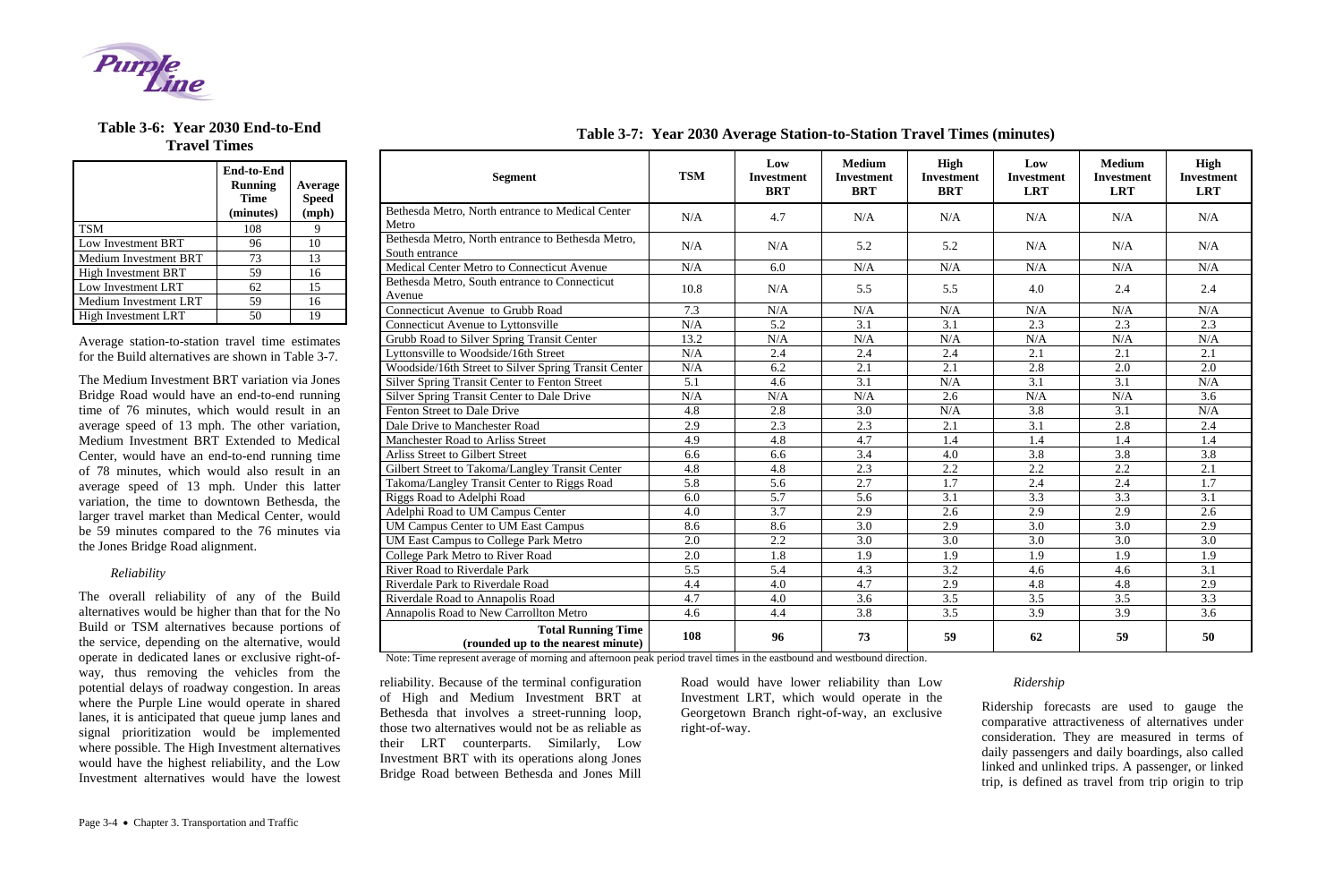**Table 3-6: Year 2030 End-to-End Travel Times**

| | End-to-End Running Time (minutes) | Average Speed (mph) |
|---|---|---|
| TSM | 108 | 9 |
| Low Investment BRT | 96 | 10 |
| Medium Investment BRT | 73 | 13 |
| High Investment BRT | 59 | 16 |
| Low Investment LRT | 62 | 15 |
| Medium Investment LRT | 59 | 16 |
| High Investment LRT | 50 | 19 |

Average station-to-station travel time estimates for the Build alternatives are shown in Table 3-7.

The Medium Investment BRT variation via Jones Bridge Road would have an end-to-end running time of 76 minutes, which would result in an average speed of 13 mph. The other variation, Medium Investment BRT Extended to Medical Center, would have an end-to-end running time of 78 minutes, which would also result in an average speed of 13 mph. Under this latter variation, the time to downtown Bethesda, the larger travel market than Medical Center, would be 59 minutes compared to the 76 minutes via the Jones Bridge Road alignment.

*Reliability*

The overall reliability of any of the Build alternatives would be higher than that for the No Build or TSM alternatives because portions of the service, depending on the alternative, would operate in dedicated lanes or exclusive right-of-way, thus removing the vehicles from the potential delays of roadway congestion. In areas where the Purple Line would operate in shared lanes, it is anticipated that queue jump lanes and signal prioritization would be implemented where possible. The High Investment alternatives would have the highest reliability, and the Low Investment alternatives would have the lowest reliability. Because of the terminal configuration of High and Medium Investment BRT at Bethesda that involves a street-running loop, those two alternatives would not be as reliable as their LRT counterparts. Similarly, Low Investment BRT with its operations along Jones Bridge Road between Bethesda and Jones Mill Road would have lower reliability than Low Investment LRT, which would operate in the Georgetown Branch right-of-way, an exclusive right-of-way.

**Table 3-7: Year 2030 Average Station-to-Station Travel Times (minutes)**

| Segment | TSM | Low Investment BRT | Medium Investment BRT | High Investment BRT | Low Investment LRT | Medium Investment LRT | High Investment LRT |
|---|---|---|---|---|---|---|---|
| Bethesda Metro, North entrance to Medical Center Metro | N/A | 4.7 | N/A | N/A | N/A | N/A | N/A |
| Bethesda Metro, North entrance to Bethesda Metro, South entrance | N/A | N/A | 5.2 | 5.2 | N/A | N/A | N/A |
| Medical Center Metro to Connecticut Avenue | N/A | 6.0 | N/A | N/A | N/A | N/A | N/A |
| Bethesda Metro, South entrance to Connecticut Avenue | 10.8 | N/A | 5.5 | 5.5 | 4.0 | 2.4 | 2.4 |
| Connecticut Avenue to Grubb Road | 7.3 | N/A | N/A | N/A | N/A | N/A | N/A |
| Connecticut Avenue to Lyttonsville | N/A | 5.2 | 3.1 | 3.1 | 2.3 | 2.3 | 2.3 |
| Grubb Road to Silver Spring Transit Center | 13.2 | N/A | N/A | N/A | N/A | N/A | N/A |
| Lyttonsville to Woodside/16th Street | N/A | 2.4 | 2.4 | 2.4 | 2.1 | 2.1 | 2.1 |
| Woodside/16th Street to Silver Spring Transit Center | N/A | 6.2 | 2.1 | 2.1 | 2.8 | 2.0 | 2.0 |
| Silver Spring Transit Center to Fenton Street | 5.1 | 4.6 | 3.1 | N/A | 3.1 | 3.1 | N/A |
| Silver Spring Transit Center to Dale Drive | N/A | N/A | N/A | 2.6 | N/A | N/A | 3.6 |
| Fenton Street to Dale Drive | 4.8 | 2.8 | 3.0 | N/A | 3.8 | 3.1 | N/A |
| Dale Drive to Manchester Road | 2.9 | 2.3 | 2.3 | 2.1 | 3.1 | 2.8 | 2.4 |
| Manchester Road to Arliss Street | 4.9 | 4.8 | 4.7 | 1.4 | 1.4 | 1.4 | 1.4 |
| Arliss Street to Gilbert Street | 6.6 | 6.6 | 3.4 | 4.0 | 3.8 | 3.8 | 3.8 |
| Gilbert Street to Takoma/Langley Transit Center | 4.8 | 4.8 | 2.3 | 2.2 | 2.2 | 2.2 | 2.1 |
| Takoma/Langley Transit Center to Riggs Road | 5.8 | 5.6 | 2.7 | 1.7 | 2.4 | 2.4 | 1.7 |
| Riggs Road to Adelphi Road | 6.0 | 5.7 | 5.6 | 3.1 | 3.3 | 3.3 | 3.1 |
| Adelphi Road to UM Campus Center | 4.0 | 3.7 | 2.9 | 2.6 | 2.9 | 2.9 | 2.6 |
| UM Campus Center to UM East Campus | 8.6 | 8.6 | 3.0 | 2.9 | 3.0 | 3.0 | 2.9 |
| UM East Campus to College Park Metro | 2.0 | 2.2 | 3.0 | 3.0 | 3.0 | 3.0 | 3.0 |
| College Park Metro to River Road | 2.0 | 1.8 | 1.9 | 1.9 | 1.9 | 1.9 | 1.9 |
| River Road to Riverdale Park | 5.5 | 5.4 | 4.3 | 3.2 | 4.6 | 4.6 | 3.1 |
| Riverdale Park to Riverdale Road | 4.4 | 4.0 | 4.7 | 2.9 | 4.8 | 4.8 | 2.9 |
| Riverdale Road to Annapolis Road | 4.7 | 4.0 | 3.6 | 3.5 | 3.5 | 3.5 | 3.3 |
| Annapolis Road to New Carrollton Metro | 4.6 | 4.4 | 3.8 | 3.5 | 3.9 | 3.9 | 3.6 |
| **Total Running Time (rounded up to the nearest minute)** | **108** | **96** | **73** | **59** | **62** | **59** | **50** |

Note: Time represent average of morning and afternoon peak period travel times in the eastbound and westbound direction.

*Ridership*

Ridership forecasts are used to gauge the comparative attractiveness of alternatives under consideration. They are measured in terms of daily passengers and daily boardings, also called linked and unlinked trips. A passenger, or linked trip, is defined as travel from trip origin to trip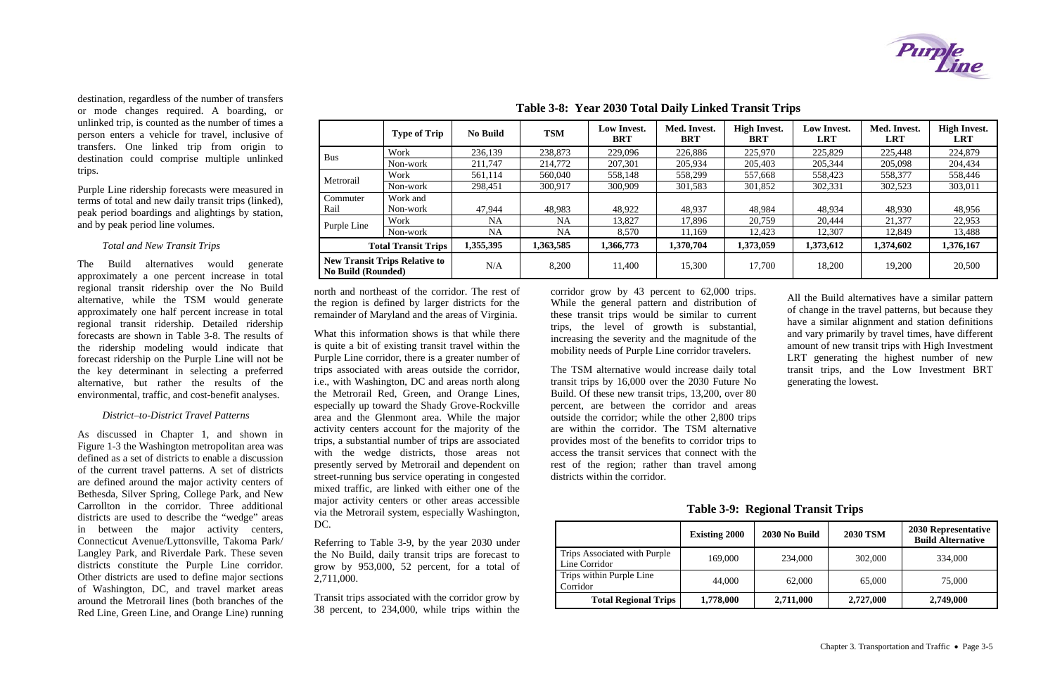destination, regardless of the number of transfers or mode changes required. A boarding, or unlinked trip, is counted as the number of times a person enters a vehicle for travel, inclusive of transfers. One linked trip from origin to destination could comprise multiple unlinked trips.

Purple Line ridership forecasts were measured in terms of total and new daily transit trips (linked), peak period boardings and alightings by station, and by peak period line volumes.

*Total and New Transit Trips*

The Build alternatives would generate approximately a one percent increase in total regional transit ridership over the No Build alternative, while the TSM would generate approximately one half percent increase in total regional transit ridership. Detailed ridership forecasts are shown in Table 3-8. The results of the ridership modeling would indicate that forecast ridership on the Purple Line will not be the key determinant in selecting a preferred alternative, but rather the results of the environmental, traffic, and cost-benefit analyses.

**Table 3-8: Year 2030 Total Daily Linked Transit Trips**

| | Type of Trip | No Build | TSM | Low Invest. BRT | Med. Invest. BRT | High Invest. BRT | Low Invest. LRT | Med. Invest. LRT | High Invest. LRT |
|---|---|---|---|---|---|---|---|---|---|
| Bus | Work | 236,139 | 238,873 | 229,096 | 226,886 | 225,970 | 225,829 | 225,448 | 224,879 |
| | Non-work | 211,747 | 214,772 | 207,301 | 205,934 | 205,403 | 205,344 | 205,098 | 204,434 |
| Metrorail | Work | 561,114 | 560,040 | 558,148 | 558,299 | 557,668 | 558,423 | 558,377 | 558,446 |
| | Non-work | 298,451 | 300,917 | 300,909 | 301,583 | 301,852 | 302,331 | 302,523 | 303,011 |
| Commuter Rail | Work and Non-work | 47,944 | 48,983 | 48,922 | 48,937 | 48,984 | 48,934 | 48,930 | 48,956 |
| Purple Line | Work | NA | NA | 13,827 | 17,896 | 20,759 | 20,444 | 21,377 | 22,953 |
| | Non-work | NA | NA | 8,570 | 11,169 | 12,423 | 12,307 | 12,849 | 13,488 |
| **Total Transit Trips** | | **1,355,395** | **1,363,585** | **1,366,773** | **1,370,704** | **1,373,059** | **1,373,612** | **1,374,602** | **1,376,167** |
| **New Transit Trips Relative to No Build (Rounded)** | | N/A | 8,200 | 11,400 | 15,300 | 17,700 | 18,200 | 19,200 | 20,500 |

*District–to-District Travel Patterns*

As discussed in Chapter 1, and shown in Figure 1-3 the Washington metropolitan area was defined as a set of districts to enable a discussion of the current travel patterns. A set of districts are defined around the major activity centers of Bethesda, Silver Spring, College Park, and New Carrollton in the corridor. Three additional districts are used to describe the "wedge" areas in between the major activity centers, Connecticut Avenue/Lyttonsville, Takoma Park/ Langley Park, and Riverdale Park. These seven districts constitute the Purple Line corridor. Other districts are used to define major sections of Washington, DC, and travel market areas around the Metrorail lines (both branches of the Red Line, Green Line, and Orange Line) running north and northeast of the corridor. The rest of the region is defined by larger districts for the remainder of Maryland and the areas of Virginia.

What this information shows is that while there is quite a bit of existing transit travel within the Purple Line corridor, there is a greater number of trips associated with areas outside the corridor, i.e., with Washington, DC and areas north along the Metrorail Red, Green, and Orange Lines, especially up toward the Shady Grove-Rockville area and the Glenmont area. While the major activity centers account for the majority of the trips, a substantial number of trips are associated with the wedge districts, those areas not presently served by Metrorail and dependent on street-running bus service operating in congested mixed traffic, are linked with either one of the major activity centers or other areas accessible via the Metrorail system, especially Washington, DC.

Referring to Table 3-9, by the year 2030 under the No Build, daily transit trips are forecast to grow by 953,000, 52 percent, for a total of 2,711,000.

Transit trips associated with the corridor grow by 38 percent, to 234,000, while trips within the corridor grow by 43 percent to 62,000 trips. While the general pattern and distribution of these transit trips would be similar to current trips, the level of growth is substantial, increasing the severity and the magnitude of the mobility needs of Purple Line corridor travelers.

The TSM alternative would increase daily total transit trips by 16,000 over the 2030 Future No Build. Of these new transit trips, 13,200, over 80 percent, are between the corridor and areas outside the corridor; while the other 2,800 trips are within the corridor. The TSM alternative provides most of the benefits to corridor trips to access the transit services that connect with the rest of the region; rather than travel among districts within the corridor.

All the Build alternatives have a similar pattern of change in the travel patterns, but because they have a similar alignment and station definitions and vary primarily by travel times, have different amount of new transit trips with High Investment LRT generating the highest number of new transit trips, and the Low Investment BRT generating the lowest.

**Table 3-9: Regional Transit Trips**

| | Existing 2000 | 2030 No Build | 2030 TSM | 2030 Representative Build Alternative |
|---|---|---|---|---|
| Trips Associated with Purple Line Corridor | 169,000 | 234,000 | 302,000 | 334,000 |
| Trips within Purple Line Corridor | 44,000 | 62,000 | 65,000 | 75,000 |
| **Total Regional Trips** | **1,778,000** | **2,711,000** | **2,727,000** | **2,749,000** |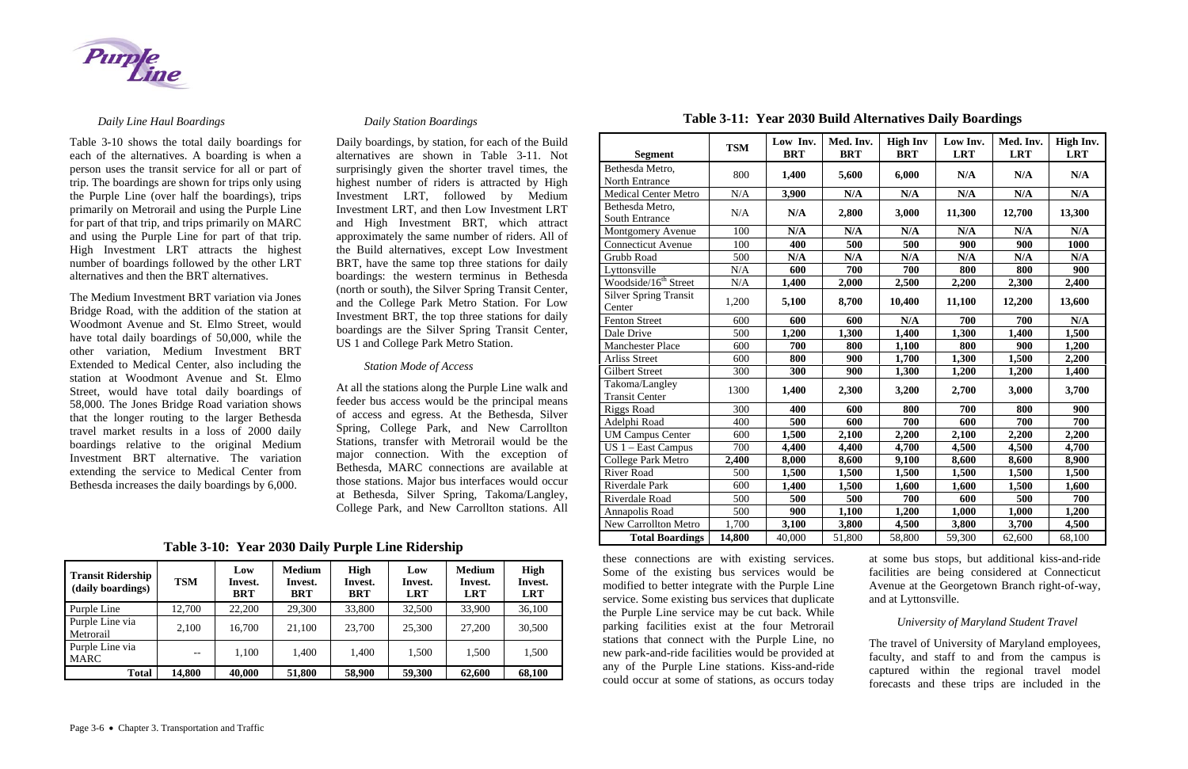*Daily Line Haul Boardings*

Table 3-10 shows the total daily boardings for each of the alternatives. A boarding is when a person uses the transit service for all or part of trip. The boardings are shown for trips only using the Purple Line (over half the boardings), trips primarily on Metrorail and using the Purple Line for part of that trip, and trips primarily on MARC and using the Purple Line for part of that trip. High Investment LRT attracts the highest number of boardings followed by the other LRT alternatives and then the BRT alternatives.

The Medium Investment BRT variation via Jones Bridge Road, with the addition of the station at Woodmont Avenue and St. Elmo Street, would have total daily boardings of 50,000, while the other variation, Medium Investment BRT Extended to Medical Center, also including the station at Woodmont Avenue and St. Elmo Street, would have total daily boardings of 58,000. The Jones Bridge Road variation shows that the longer routing to the larger Bethesda travel market results in a loss of 2000 daily boardings relative to the original Medium Investment BRT alternative. The variation extending the service to Medical Center from Bethesda increases the daily boardings by 6,000.

**Table 3-10: Year 2030 Daily Purple Line Ridership**

| Transit Ridership (daily boardings) | TSM | Low Invest. BRT | Medium Invest. BRT | High Invest. BRT | Low Invest. LRT | Medium Invest. LRT | High Invest. LRT |
|---|---|---|---|---|---|---|---|
| Purple Line | 12,700 | 22,200 | 29,300 | 33,800 | 32,500 | 33,900 | 36,100 |
| Purple Line via Metrorail | 2,100 | 16,700 | 21,100 | 23,700 | 25,300 | 27,200 | 30,500 |
| Purple Line via MARC | -- | 1,100 | 1,400 | 1,400 | 1,500 | 1,500 | 1,500 |
| **Total** | **14,800** | **40,000** | **51,800** | **58,900** | **59,300** | **62,600** | **68,100** |

*Daily Station Boardings*

Daily boardings, by station, for each of the Build alternatives are shown in Table 3-11. Not surprisingly given the shorter travel times, the highest number of riders is attracted by High Investment LRT, followed by Medium Investment LRT, and then Low Investment LRT and High Investment BRT, which attract approximately the same number of riders. All of the Build alternatives, except Low Investment BRT, have the same top three stations for daily boardings: the western terminus in Bethesda (north or south), the Silver Spring Transit Center, and the College Park Metro Station. For Low Investment BRT, the top three stations for daily boardings are the Silver Spring Transit Center, US 1 and College Park Metro Station.

*Station Mode of Access*

At all the stations along the Purple Line walk and feeder bus access would be the principal means of access and egress. At the Bethesda, Silver Spring, College Park, and New Carrollton Stations, transfer with Metrorail would be the major connection. With the exception of Bethesda, MARC connections are available at those stations. Major bus interfaces would occur at Bethesda, Silver Spring, Takoma/Langley, College Park, and New Carrollton stations. All these connections are with existing services. Some of the existing bus services would be modified to better integrate with the Purple Line service. Some existing bus services that duplicate the Purple Line service may be cut back. While parking facilities exist at the four Metrorail stations that connect with the Purple Line, no new park-and-ride facilities would be provided at any of the Purple Line stations. Kiss-and-ride could occur at some of stations, as occurs today at some bus stops, but additional kiss-and-ride facilities are being considered at Connecticut Avenue at the Georgetown Branch right-of-way, and at Lyttonsville.

**Table 3-11: Year 2030 Build Alternatives Daily Boardings**

| Segment | TSM | Low Inv. BRT | Med. Inv. BRT | High Inv BRT | Low Inv. LRT | Med. Inv. LRT | High Inv. LRT |
|---|---|---|---|---|---|---|---|
| Bethesda Metro, North Entrance | 800 | **1,400** | **5,600** | **6,000** | **N/A** | **N/A** | **N/A** |
| Medical Center Metro | N/A | **3,900** | **N/A** | **N/A** | **N/A** | **N/A** | **N/A** |
| Bethesda Metro, South Entrance | N/A | **N/A** | **2,800** | **3,000** | **11,300** | **12,700** | **13,300** |
| Montgomery Avenue | 100 | **N/A** | **N/A** | **N/A** | **N/A** | **N/A** | **N/A** |
| Connecticut Avenue | 100 | **400** | **500** | **500** | **900** | **900** | **1000** |
| Grubb Road | 500 | **N/A** | **N/A** | **N/A** | **N/A** | **N/A** | **N/A** |
| Lyttonsville | N/A | **600** | **700** | **700** | **800** | **800** | **900** |
| Woodside/16th Street | N/A | **1,400** | **2,000** | **2,500** | **2,200** | **2,300** | **2,400** |
| Silver Spring Transit Center | 1,200 | **5,100** | **8,700** | **10,400** | **11,100** | **12,200** | **13,600** |
| Fenton Street | 600 | **600** | **600** | **N/A** | **700** | **700** | **N/A** |
| Dale Drive | 500 | **1,200** | **1,300** | **1,400** | **1,300** | **1,400** | **1,500** |
| Manchester Place | 600 | **700** | **800** | **1,100** | **800** | **900** | **1,200** |
| Arliss Street | 600 | **800** | **900** | **1,700** | **1,300** | **1,500** | **2,200** |
| Gilbert Street | 300 | **300** | **900** | **1,300** | **1,200** | **1,200** | **1,400** |
| Takoma/Langley Transit Center | 1300 | **1,400** | **2,300** | **3,200** | **2,700** | **3,000** | **3,700** |
| Riggs Road | 300 | **400** | **600** | **800** | **700** | **800** | **900** |
| Adelphi Road | 400 | **500** | **600** | **700** | **600** | **700** | **700** |
| UM Campus Center | 600 | **1,500** | **2,100** | **2,200** | **2,100** | **2,200** | **2,200** |
| US 1 – East Campus | 700 | **4,400** | **4,400** | **4,700** | **4,500** | **4,500** | **4,700** |
| College Park Metro | **2,400** | **8,000** | **8,600** | **9,100** | **8,600** | **8,600** | **8,900** |
| River Road | 500 | **1,500** | **1,500** | **1,500** | **1,500** | **1,500** | **1,500** |
| Riverdale Park | 600 | **1,400** | **1,500** | **1,600** | **1,600** | **1,500** | **1,600** |
| Riverdale Road | 500 | **500** | **500** | **700** | **600** | **500** | **700** |
| Annapolis Road | 500 | **900** | **1,100** | **1,200** | **1,000** | **1,000** | **1,200** |
| New Carrollton Metro | 1,700 | **3,100** | **3,800** | **4,500** | **3,800** | **3,700** | **4,500** |
| **Total Boardings** | **14,800** | 40,000 | 51,800 | 58,800 | 59,300 | 62,600 | 68,100 |

*University of Maryland Student Travel*

The travel of University of Maryland employees, faculty, and staff to and from the campus is captured within the regional travel model forecasts and these trips are included in the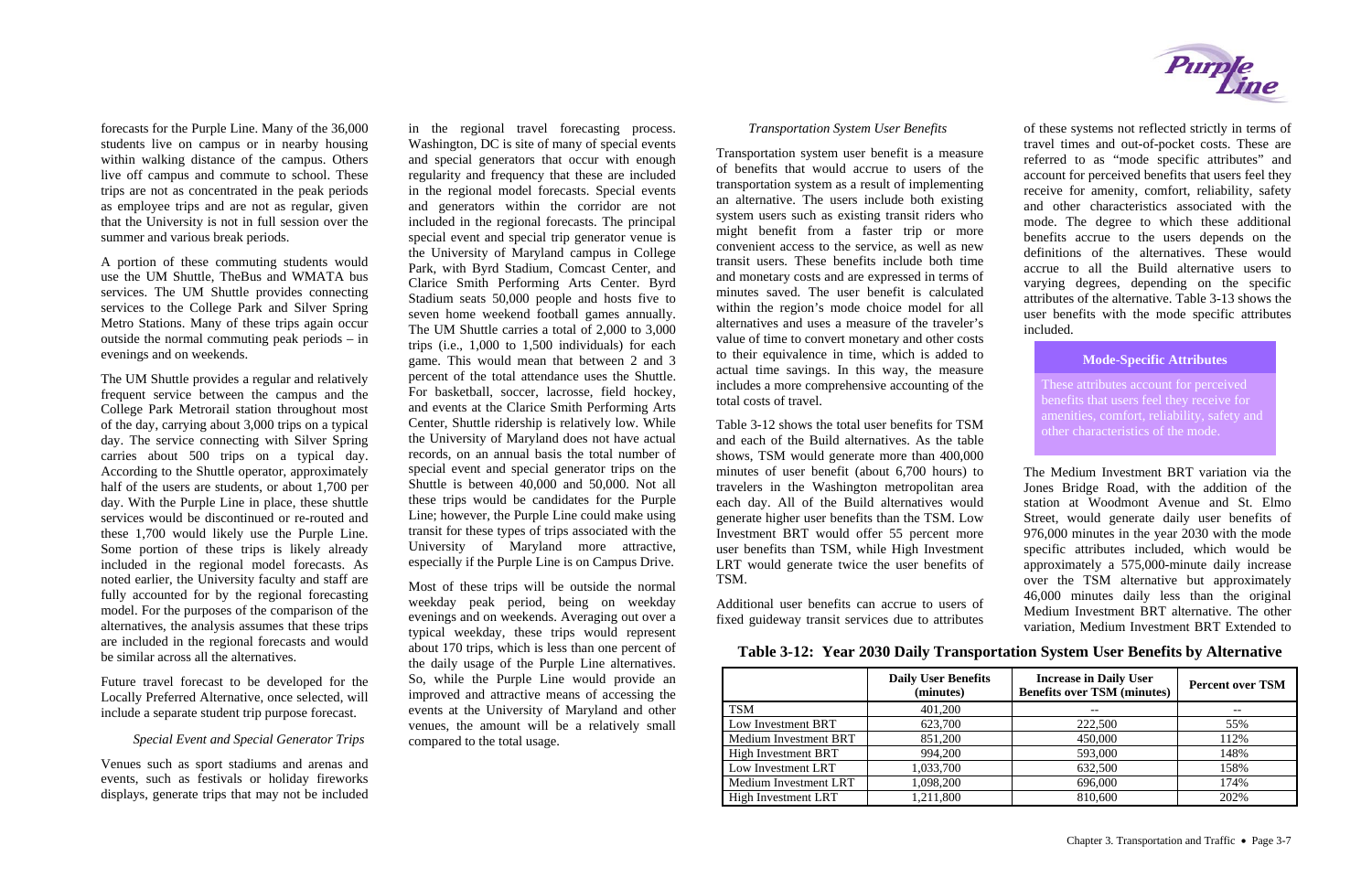forecasts for the Purple Line. Many of the 36,000 students live on campus or in nearby housing within walking distance of the campus. Others live off campus and commute to school. These trips are not as concentrated in the peak periods as employee trips and are not as regular, given that the University is not in full session over the summer and various break periods.

A portion of these commuting students would use the UM Shuttle, TheBus and WMATA bus services. The UM Shuttle provides connecting services to the College Park and Silver Spring Metro Stations. Many of these trips again occur outside the normal commuting peak periods – in evenings and on weekends.

The UM Shuttle provides a regular and relatively frequent service between the campus and the College Park Metrorail station throughout most of the day, carrying about 3,000 trips on a typical day. The service connecting with Silver Spring carries about 500 trips on a typical day. According to the Shuttle operator, approximately half of the users are students, or about 1,700 per day. With the Purple Line in place, these shuttle services would be discontinued or re-routed and these 1,700 would likely use the Purple Line. Some portion of these trips is likely already included in the regional model forecasts. As noted earlier, the University faculty and staff are fully accounted for by the regional forecasting model. For the purposes of the comparison of the alternatives, the analysis assumes that these trips are included in the regional forecasts and would be similar across all the alternatives.

Future travel forecast to be developed for the Locally Preferred Alternative, once selected, will include a separate student trip purpose forecast.

*Special Event and Special Generator Trips*

Venues such as sport stadiums and arenas and events, such as festivals or holiday fireworks displays, generate trips that may not be included in the regional travel forecasting process. Washington, DC is site of many of special events and special generators that occur with enough regularity and frequency that these are included in the regional model forecasts. Special events and generators within the corridor are not included in the regional forecasts. The principal special event and special trip generator venue is the University of Maryland campus in College Park, with Byrd Stadium, Comcast Center, and Clarice Smith Performing Arts Center. Byrd Stadium seats 50,000 people and hosts five to seven home weekend football games annually. The UM Shuttle carries a total of 2,000 to 3,000 trips (i.e., 1,000 to 1,500 individuals) for each game. This would mean that between 2 and 3 percent of the total attendance uses the Shuttle. For basketball, soccer, lacrosse, field hockey, and events at the Clarice Smith Performing Arts Center, Shuttle ridership is relatively low. While the University of Maryland does not have actual records, on an annual basis the total number of special event and special generator trips on the Shuttle is between 40,000 and 50,000. Not all these trips would be candidates for the Purple Line; however, the Purple Line could make using transit for these types of trips associated with the University of Maryland more attractive, especially if the Purple Line is on Campus Drive.

Most of these trips will be outside the normal weekday peak period, being on weekday evenings and on weekends. Averaging out over a typical weekday, these trips would represent about 170 trips, which is less than one percent of the daily usage of the Purple Line alternatives. So, while the Purple Line would provide an improved and attractive means of accessing the events at the University of Maryland and other venues, the amount will be a relatively small compared to the total usage.

*Transportation System User Benefits*

Transportation system user benefit is a measure of benefits that would accrue to users of the transportation system as a result of implementing an alternative. The users include both existing system users such as existing transit riders who might benefit from a faster trip or more convenient access to the service, as well as new transit users. These benefits include both time and monetary costs and are expressed in terms of minutes saved. The user benefit is calculated within the region's mode choice model for all alternatives and uses a measure of the traveler's value of time to convert monetary and other costs to their equivalence in time, which is added to actual time savings. In this way, the measure includes a more comprehensive accounting of the total costs of travel.

Table 3-12 shows the total user benefits for TSM and each of the Build alternatives. As the table shows, TSM would generate more than 400,000 minutes of user benefit (about 6,700 hours) to travelers in the Washington metropolitan area each day. All of the Build alternatives would generate higher user benefits than the TSM. Low Investment BRT would offer 55 percent more user benefits than TSM, while High Investment LRT would generate twice the user benefits of TSM.

Additional user benefits can accrue to users of fixed guideway transit services due to attributes of these systems not reflected strictly in terms of travel times and out-of-pocket costs. These are referred to as "mode specific attributes" and account for perceived benefits that users feel they receive for amenity, comfort, reliability, safety and other characteristics associated with the mode. The degree to which these additional benefits accrue to the users depends on the definitions of the alternatives. These would accrue to all the Build alternative users to varying degrees, depending on the specific attributes of the alternative. Table 3-13 shows the user benefits with the mode specific attributes included.

**Mode-Specific Attributes**

These attributes account for perceived benefits that users feel they receive for amenities, comfort, reliability, safety and other characteristics of the mode.

The Medium Investment BRT variation via the Jones Bridge Road, with the addition of the station at Woodmont Avenue and St. Elmo Street, would generate daily user benefits of 976,000 minutes in the year 2030 with the mode specific attributes included, which would be approximately a 575,000-minute daily increase over the TSM alternative but approximately 46,000 minutes daily less than the original Medium Investment BRT alternative. The other variation, Medium Investment BRT Extended to

**Table 3-12: Year 2030 Daily Transportation System User Benefits by Alternative**

| | Daily User Benefits (minutes) | Increase in Daily User Benefits over TSM (minutes) | Percent over TSM |
|---|---|---|---|
| TSM | 401,200 | -- | -- |
| Low Investment BRT | 623,700 | 222,500 | 55% |
| Medium Investment BRT | 851,200 | 450,000 | 112% |
| High Investment BRT | 994,200 | 593,000 | 148% |
| Low Investment LRT | 1,033,700 | 632,500 | 158% |
| Medium Investment LRT | 1,098,200 | 696,000 | 174% |
| High Investment LRT | 1,211,800 | 810,600 | 202% |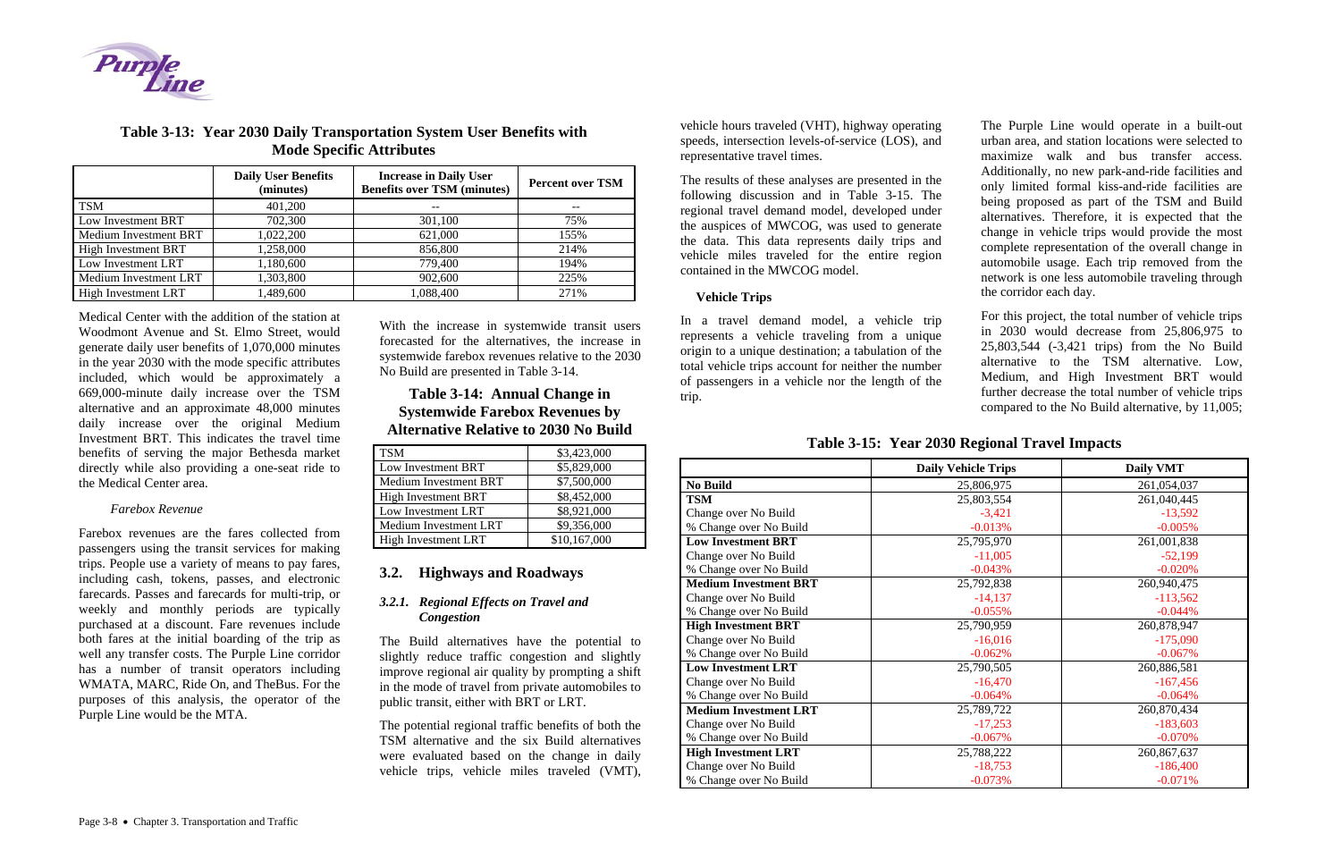**Table 3-13: Year 2030 Daily Transportation System User Benefits with Mode Specific Attributes**

| | Daily User Benefits (minutes) | Increase in Daily User Benefits over TSM (minutes) | Percent over TSM |
|---|---|---|---|
| TSM | 401,200 | -- | -- |
| Low Investment BRT | 702,300 | 301,100 | 75% |
| Medium Investment BRT | 1,022,200 | 621,000 | 155% |
| High Investment BRT | 1,258,000 | 856,800 | 214% |
| Low Investment LRT | 1,180,600 | 779,400 | 194% |
| Medium Investment LRT | 1,303,800 | 902,600 | 225% |
| High Investment LRT | 1,489,600 | 1,088,400 | 271% |

Medical Center with the addition of the station at Woodmont Avenue and St. Elmo Street, would generate daily user benefits of 1,070,000 minutes in the year 2030 with the mode specific attributes included, which would be approximately a 669,000-minute daily increase over the TSM alternative and an approximate 48,000 minutes daily increase over the original Medium Investment BRT. This indicates the travel time benefits of serving the major Bethesda market directly while also providing a one-seat ride to the Medical Center area.

*Farebox Revenue*

Farebox revenues are the fares collected from passengers using the transit services for making trips. People use a variety of means to pay fares, including cash, tokens, passes, and electronic farecards. Passes and farecards for multi-trip, or weekly and monthly periods are typically purchased at a discount. Fare revenues include both fares at the initial boarding of the trip as well any transfer costs. The Purple Line corridor has a number of transit operators including WMATA, MARC, Ride On, and TheBus. For the purposes of this analysis, the operator of the Purple Line would be the MTA.

With the increase in systemwide transit users forecasted for the alternatives, the increase in systemwide farebox revenues relative to the 2030 No Build are presented in Table 3-14.

**Table 3-14: Annual Change in Systemwide Farebox Revenues by Alternative Relative to 2030 No Build**

| | |
|---|---|
| TSM | $3,423,000 |
| Low Investment BRT | $5,829,000 |
| Medium Investment BRT | $7,500,000 |
| High Investment BRT | $8,452,000 |
| Low Investment LRT | $8,921,000 |
| Medium Investment LRT | $9,356,000 |
| High Investment LRT | $10,167,000 |

## 3.2. Highways and Roadways

### *3.2.1. Regional Effects on Travel and Congestion*

The Build alternatives have the potential to slightly reduce traffic congestion and slightly improve regional air quality by prompting a shift in the mode of travel from private automobiles to public transit, either with BRT or LRT.

The potential regional traffic benefits of both the TSM alternative and the six Build alternatives were evaluated based on the change in daily vehicle trips, vehicle miles traveled (VMT), vehicle hours traveled (VHT), highway operating speeds, intersection levels-of-service (LOS), and representative travel times.

The results of these analyses are presented in the following discussion and in Table 3-15. The regional travel demand model, developed under the auspices of MWCOG, was used to generate the data. This data represents daily trips and vehicle miles traveled for the entire region contained in the MWCOG model.

**Vehicle Trips**

In a travel demand model, a vehicle trip represents a vehicle traveling from a unique origin to a unique destination; a tabulation of the total vehicle trips account for neither the number of passengers in a vehicle nor the length of the trip.

The Purple Line would operate in a built-out urban area, and station locations were selected to maximize walk and bus transfer access. Additionally, no new park-and-ride facilities and only limited formal kiss-and-ride facilities are being proposed as part of the TSM and Build alternatives. Therefore, it is expected that the change in vehicle trips would provide the most complete representation of the overall change in automobile usage. Each trip removed from the network is one less automobile traveling through the corridor each day.

For this project, the total number of vehicle trips in 2030 would decrease from 25,806,975 to 25,803,544 (-3,421 trips) from the No Build alternative to the TSM alternative. Low, Medium, and High Investment BRT would further decrease the total number of vehicle trips compared to the No Build alternative, by 11,005;

**Table 3-15: Year 2030 Regional Travel Impacts**

| | Daily Vehicle Trips | Daily VMT |
|---|---|---|
| **No Build** | 25,806,975 | 261,054,037 |
| **TSM** | 25,803,554 | 261,040,445 |
| Change over No Build | -3,421 | -13,592 |
| % Change over No Build | -0.013% | -0.005% |
| **Low Investment BRT** | 25,795,970 | 261,001,838 |
| Change over No Build | -11,005 | -52,199 |
| % Change over No Build | -0.043% | -0.020% |
| **Medium Investment BRT** | 25,792,838 | 260,940,475 |
| Change over No Build | -14,137 | -113,562 |
| % Change over No Build | -0.055% | -0.044% |
| **High Investment BRT** | 25,790,959 | 260,878,947 |
| Change over No Build | -16,016 | -175,090 |
| % Change over No Build | -0.062% | -0.067% |
| **Low Investment LRT** | 25,790,505 | 260,886,581 |
| Change over No Build | -16,470 | -167,456 |
| % Change over No Build | -0.064% | -0.064% |
| **Medium Investment LRT** | 25,789,722 | 260,870,434 |
| Change over No Build | -17,253 | -183,603 |
| % Change over No Build | -0.067% | -0.070% |
| **High Investment LRT** | 25,788,222 | 260,867,637 |
| Change over No Build | -18,753 | -186,400 |
| % Change over No Build | -0.073% | -0.071% |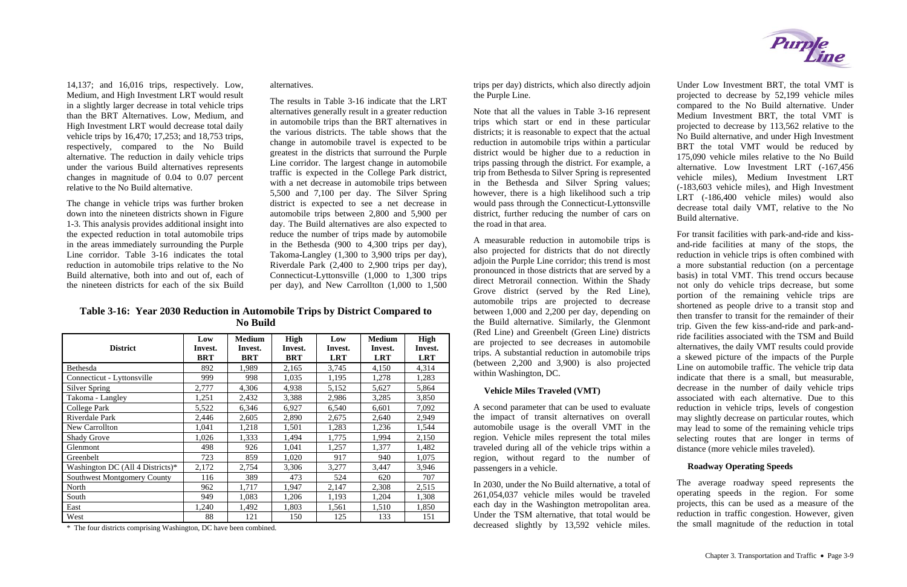14,137; and 16,016 trips, respectively. Low, Medium, and High Investment LRT would result in a slightly larger decrease in total vehicle trips than the BRT Alternatives. Low, Medium, and High Investment LRT would decrease total daily vehicle trips by 16,470; 17,253; and 18,753 trips, respectively, compared to the No Build alternative. The reduction in daily vehicle trips under the various Build alternatives represents changes in magnitude of 0.04 to 0.07 percent relative to the No Build alternative.

The change in vehicle trips was further broken down into the nineteen districts shown in Figure 1-3. This analysis provides additional insight into the expected reduction in total automobile trips in the areas immediately surrounding the Purple Line corridor. Table 3-16 indicates the total reduction in automobile trips relative to the No Build alternative, both into and out of, each of the nineteen districts for each of the six Build alternatives.

The results in Table 3-16 indicate that the LRT alternatives generally result in a greater reduction in automobile trips than the BRT alternatives in the various districts. The table shows that the change in automobile travel is expected to be greatest in the districts that surround the Purple Line corridor. The largest change in automobile traffic is expected in the College Park district, with a net decrease in automobile trips between 5,500 and 7,100 per day. The Silver Spring district is expected to see a net decrease in automobile trips between 2,800 and 5,900 per day. The Build alternatives are also expected to reduce the number of trips made by automobile in the Bethesda (900 to 4,300 trips per day), Takoma-Langley (1,300 to 3,900 trips per day), Riverdale Park (2,400 to 2,900 trips per day), Connecticut-Lyttonsville (1,000 to 1,300 trips per day), and New Carrollton (1,000 to 1,500 trips per day) districts, which also directly adjoin the Purple Line.

**Table 3-16: Year 2030 Reduction in Automobile Trips by District Compared to No Build**

| District | Low Invest. BRT | Medium Invest. BRT | High Invest. BRT | Low Invest. LRT | Medium Invest. LRT | High Invest. LRT |
|---|---|---|---|---|---|---|
| Bethesda | 892 | 1,989 | 2,165 | 3,745 | 4,150 | 4,314 |
| Connecticut - Lyttonsville | 999 | 998 | 1,035 | 1,195 | 1,278 | 1,283 |
| Silver Spring | 2,777 | 4,306 | 4,938 | 5,152 | 5,627 | 5,864 |
| Takoma - Langley | 1,251 | 2,432 | 3,388 | 2,986 | 3,285 | 3,850 |
| College Park | 5,522 | 6,346 | 6,927 | 6,540 | 6,601 | 7,092 |
| Riverdale Park | 2,446 | 2,605 | 2,890 | 2,675 | 2,640 | 2,949 |
| New Carrollton | 1,041 | 1,218 | 1,501 | 1,283 | 1,236 | 1,544 |
| Shady Grove | 1,026 | 1,333 | 1,494 | 1,775 | 1,994 | 2,150 |
| Glenmont | 498 | 926 | 1,041 | 1,257 | 1,377 | 1,482 |
| Greenbelt | 723 | 859 | 1,020 | 917 | 940 | 1,075 |
| Washington DC (All 4 Districts)* | 2,172 | 2,754 | 3,306 | 3,277 | 3,447 | 3,946 |
| Southwest Montgomery County | 116 | 389 | 473 | 524 | 620 | 707 |
| North | 962 | 1,717 | 1,947 | 2,147 | 2,308 | 2,515 |
| South | 949 | 1,083 | 1,206 | 1,193 | 1,204 | 1,308 |
| East | 1,240 | 1,492 | 1,803 | 1,561 | 1,510 | 1,850 |
| West | 88 | 121 | 150 | 125 | 133 | 151 |

\* The four districts comprising Washington, DC have been combined.

Note that all the values in Table 3-16 represent trips which start or end in these particular districts; it is reasonable to expect that the actual reduction in automobile trips within a particular district would be higher due to a reduction in trips passing through the district. For example, a trip from Bethesda to Silver Spring is represented in the Bethesda and Silver Spring values; however, there is a high likelihood such a trip would pass through the Connecticut-Lyttonsville district, further reducing the number of cars on the road in that area.

A measurable reduction in automobile trips is also projected for districts that do not directly adjoin the Purple Line corridor; this trend is most pronounced in those districts that are served by a direct Metrorail connection. Within the Shady Grove district (served by the Red Line), automobile trips are projected to decrease between 1,000 and 2,200 per day, depending on the Build alternative. Similarly, the Glenmont (Red Line) and Greenbelt (Green Line) districts are projected to see decreases in automobile trips. A substantial reduction in automobile trips (between 2,200 and 3,900) is also projected within Washington, DC.

### Vehicle Miles Traveled (VMT)

A second parameter that can be used to evaluate the impact of transit alternatives on overall automobile usage is the overall VMT in the region. Vehicle miles represent the total miles traveled during all of the vehicle trips within a region, without regard to the number of passengers in a vehicle.

In 2030, under the No Build alternative, a total of 261,054,037 vehicle miles would be traveled each day in the Washington metropolitan area. Under the TSM alternative, that total would be decreased slightly by 13,592 vehicle miles. Under Low Investment BRT, the total VMT is projected to decrease by 52,199 vehicle miles compared to the No Build alternative. Under Medium Investment BRT, the total VMT is projected to decrease by 113,562 relative to the No Build alternative, and under High Investment BRT the total VMT would be reduced by 175,090 vehicle miles relative to the No Build alternative. Low Investment LRT (-167,456 vehicle miles), Medium Investment LRT (-183,603 vehicle miles), and High Investment LRT (-186,400 vehicle miles) would also decrease total daily VMT, relative to the No Build alternative.

For transit facilities with park-and-ride and kiss-and-ride facilities at many of the stops, the reduction in vehicle trips is often combined with a more substantial reduction (on a percentage basis) in total VMT. This trend occurs because not only do vehicle trips decrease, but some portion of the remaining vehicle trips are shortened as people drive to a transit stop and then transfer to transit for the remainder of their trip. Given the few kiss-and-ride and park-and-ride facilities associated with the TSM and Build alternatives, the daily VMT results could provide a skewed picture of the impacts of the Purple Line on automobile traffic. The vehicle trip data indicate that there is a small, but measurable, decrease in the number of daily vehicle trips associated with each alternative. Due to this reduction in vehicle trips, levels of congestion may slightly decrease on particular routes, which may lead to some of the remaining vehicle trips selecting routes that are longer in terms of distance (more vehicle miles traveled).

### Roadway Operating Speeds

The average roadway speed represents the operating speeds in the region. For some projects, this can be used as a measure of the reduction in traffic congestion. However, given the small magnitude of the reduction in total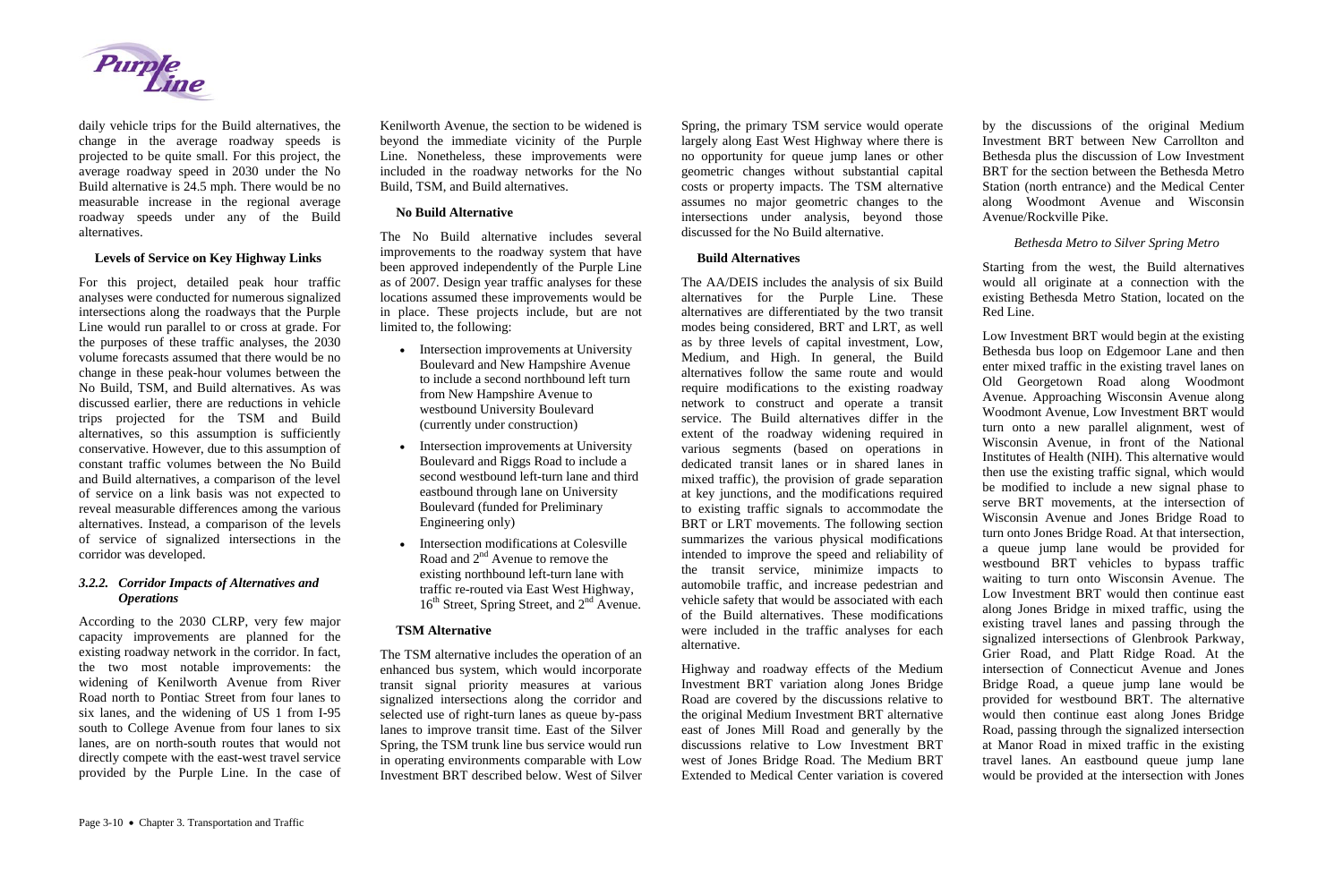daily vehicle trips for the Build alternatives, the change in the average roadway speeds is projected to be quite small. For this project, the average roadway speed in 2030 under the No Build alternative is 24.5 mph. There would be no measurable increase in the regional average roadway speeds under any of the Build alternatives.

#### Levels of Service on Key Highway Links

For this project, detailed peak hour traffic analyses were conducted for numerous signalized intersections along the roadways that the Purple Line would run parallel to or cross at grade. For the purposes of these traffic analyses, the 2030 volume forecasts assumed that there would be no change in these peak-hour volumes between the No Build, TSM, and Build alternatives. As was discussed earlier, there are reductions in vehicle trips projected for the TSM and Build alternatives, so this assumption is sufficiently conservative. However, due to this assumption of constant traffic volumes between the No Build and Build alternatives, a comparison of the level of service on a link basis was not expected to reveal measurable differences among the various alternatives. Instead, a comparison of the levels of service of signalized intersections in the corridor was developed.

### *3.2.2. Corridor Impacts of Alternatives and Operations*

According to the 2030 CLRP, very few major capacity improvements are planned for the existing roadway network in the corridor. In fact, the two most notable improvements: the widening of Kenilworth Avenue from River Road north to Pontiac Street from four lanes to six lanes, and the widening of US 1 from I-95 south to College Avenue from four lanes to six lanes, are on north-south routes that would not directly compete with the east-west travel service provided by the Purple Line. In the case of Kenilworth Avenue, the section to be widened is beyond the immediate vicinity of the Purple Line. Nonetheless, these improvements were included in the roadway networks for the No Build, TSM, and Build alternatives.

#### No Build Alternative

The No Build alternative includes several improvements to the roadway system that have been approved independently of the Purple Line as of 2007. Design year traffic analyses for these locations assumed these improvements would be in place. These projects include, but are not limited to, the following:

- Intersection improvements at University Boulevard and New Hampshire Avenue to include a second northbound left turn from New Hampshire Avenue to westbound University Boulevard (currently under construction)
- Intersection improvements at University Boulevard and Riggs Road to include a second westbound left-turn lane and third eastbound through lane on University Boulevard (funded for Preliminary Engineering only)
- Intersection modifications at Colesville Road and 2nd Avenue to remove the existing northbound left-turn lane with traffic re-routed via East West Highway, 16th Street, Spring Street, and 2nd Avenue.

#### TSM Alternative

The TSM alternative includes the operation of an enhanced bus system, which would incorporate transit signal priority measures at various signalized intersections along the corridor and selected use of right-turn lanes as queue by-pass lanes to improve transit time. East of the Silver Spring, the TSM trunk line bus service would run in operating environments comparable with Low Investment BRT described below. West of Silver Spring, the primary TSM service would operate largely along East West Highway where there is no opportunity for queue jump lanes or other geometric changes without substantial capital costs or property impacts. The TSM alternative assumes no major geometric changes to the intersections under analysis, beyond those discussed for the No Build alternative.

#### Build Alternatives

The AA/DEIS includes the analysis of six Build alternatives for the Purple Line. These alternatives are differentiated by the two transit modes being considered, BRT and LRT, as well as by three levels of capital investment, Low, Medium, and High. In general, the Build alternatives follow the same route and would require modifications to the existing roadway network to construct and operate a transit service. The Build alternatives differ in the extent of the roadway widening required in various segments (based on operations in dedicated transit lanes or in shared lanes in mixed traffic), the provision of grade separation at key junctions, and the modifications required to existing traffic signals to accommodate the BRT or LRT movements. The following section summarizes the various physical modifications intended to improve the speed and reliability of the transit service, minimize impacts to automobile traffic, and increase pedestrian and vehicle safety that would be associated with each of the Build alternatives. These modifications were included in the traffic analyses for each alternative.

Highway and roadway effects of the Medium Investment BRT variation along Jones Bridge Road are covered by the discussions relative to the original Medium Investment BRT alternative east of Jones Mill Road and generally by the discussions relative to Low Investment BRT west of Jones Bridge Road. The Medium BRT Extended to Medical Center variation is covered by the discussions of the original Medium Investment BRT between New Carrollton and Bethesda plus the discussion of Low Investment BRT for the section between the Bethesda Metro Station (north entrance) and the Medical Center along Woodmont Avenue and Wisconsin Avenue/Rockville Pike.

*Bethesda Metro to Silver Spring Metro*

Starting from the west, the Build alternatives would all originate at a connection with the existing Bethesda Metro Station, located on the Red Line.

Low Investment BRT would begin at the existing Bethesda bus loop on Edgemoor Lane and then enter mixed traffic in the existing travel lanes on Old Georgetown Road along Woodmont Avenue. Approaching Wisconsin Avenue along Woodmont Avenue, Low Investment BRT would turn onto a new parallel alignment, west of Wisconsin Avenue, in front of the National Institutes of Health (NIH). This alternative would then use the existing traffic signal, which would be modified to include a new signal phase to serve BRT movements, at the intersection of Wisconsin Avenue and Jones Bridge Road to turn onto Jones Bridge Road. At that intersection, a queue jump lane would be provided for westbound BRT vehicles to bypass traffic waiting to turn onto Wisconsin Avenue. The Low Investment BRT would then continue east along Jones Bridge in mixed traffic, using the existing travel lanes and passing through the signalized intersections of Glenbrook Parkway, Grier Road, and Platt Ridge Road. At the intersection of Connecticut Avenue and Jones Bridge Road, a queue jump lane would be provided for westbound BRT. The alternative would then continue east along Jones Bridge Road, passing through the signalized intersection at Manor Road in mixed traffic in the existing travel lanes. An eastbound queue jump lane would be provided at the intersection with Jones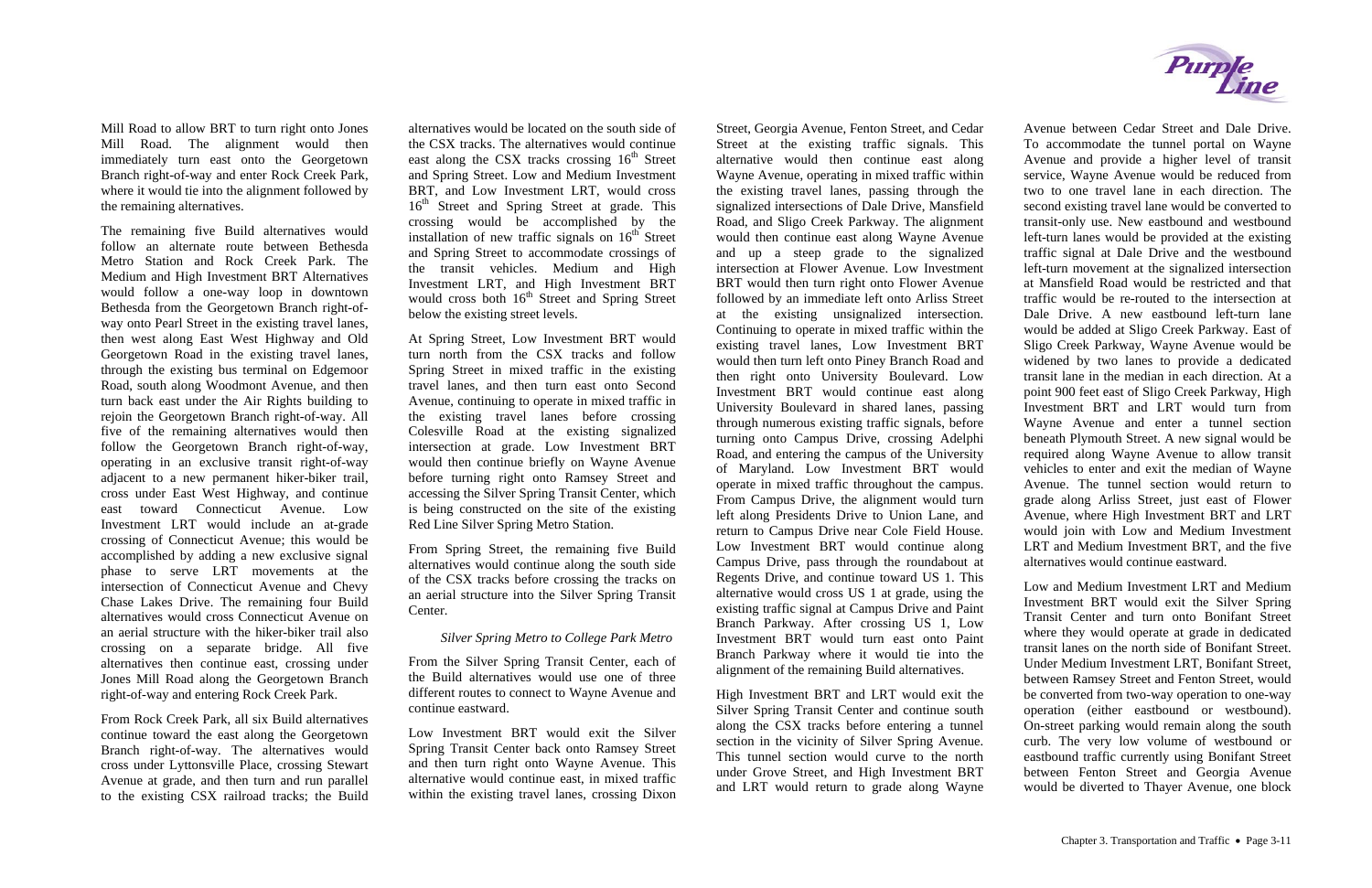Mill Road to allow BRT to turn right onto Jones Mill Road. The alignment would then immediately turn east onto the Georgetown Branch right-of-way and enter Rock Creek Park, where it would tie into the alignment followed by the remaining alternatives.

The remaining five Build alternatives would follow an alternate route between Bethesda Metro Station and Rock Creek Park. The Medium and High Investment BRT Alternatives would follow a one-way loop in downtown Bethesda from the Georgetown Branch right-of-way onto Pearl Street in the existing travel lanes, then west along East West Highway and Old Georgetown Road in the existing travel lanes, through the existing bus terminal on Edgemoor Road, south along Woodmont Avenue, and then turn back east under the Air Rights building to rejoin the Georgetown Branch right-of-way. All five of the remaining alternatives would then follow the Georgetown Branch right-of-way, operating in an exclusive transit right-of-way adjacent to a new permanent hiker-biker trail, cross under East West Highway, and continue east toward Connecticut Avenue. Low Investment LRT would include an at-grade crossing of Connecticut Avenue; this would be accomplished by adding a new exclusive signal phase to serve LRT movements at the intersection of Connecticut Avenue and Chevy Chase Lakes Drive. The remaining four Build alternatives would cross Connecticut Avenue on an aerial structure with the hiker-biker trail also crossing on a separate bridge. All five alternatives then continue east, crossing under Jones Mill Road along the Georgetown Branch right-of-way and entering Rock Creek Park.

From Rock Creek Park, all six Build alternatives continue toward the east along the Georgetown Branch right-of-way. The alternatives would cross under Lyttonsville Place, crossing Stewart Avenue at grade, and then turn and run parallel to the existing CSX railroad tracks; the Build alternatives would be located on the south side of the CSX tracks. The alternatives would continue east along the CSX tracks crossing 16th Street and Spring Street. Low and Medium Investment BRT, and Low Investment LRT, would cross 16th Street and Spring Street at grade. This crossing would be accomplished by the installation of new traffic signals on 16th Street and Spring Street to accommodate crossings of the transit vehicles. Medium and High Investment LRT, and High Investment BRT would cross both 16th Street and Spring Street below the existing street levels.

At Spring Street, Low Investment BRT would turn north from the CSX tracks and follow Spring Street in mixed traffic in the existing travel lanes, and then turn east onto Second Avenue, continuing to operate in mixed traffic in the existing travel lanes before crossing Colesville Road at the existing signalized intersection at grade. Low Investment BRT would then continue briefly on Wayne Avenue before turning right onto Ramsey Street and accessing the Silver Spring Transit Center, which is being constructed on the site of the existing Red Line Silver Spring Metro Station.

From Spring Street, the remaining five Build alternatives would continue along the south side of the CSX tracks before crossing the tracks on an aerial structure into the Silver Spring Transit Center.

*Silver Spring Metro to College Park Metro*

From the Silver Spring Transit Center, each of the Build alternatives would use one of three different routes to connect to Wayne Avenue and continue eastward.

Low Investment BRT would exit the Silver Spring Transit Center back onto Ramsey Street and then turn right onto Wayne Avenue. This alternative would continue east, in mixed traffic within the existing travel lanes, crossing Dixon Street, Georgia Avenue, Fenton Street, and Cedar Street at the existing traffic signals. This alternative would then continue east along Wayne Avenue, operating in mixed traffic within the existing travel lanes, passing through the signalized intersections of Dale Drive, Mansfield Road, and Sligo Creek Parkway. The alignment would then continue east along Wayne Avenue and up a steep grade to the signalized intersection at Flower Avenue. Low Investment BRT would then turn right onto Flower Avenue followed by an immediate left onto Arliss Street at the existing unsignalized intersection. Continuing to operate in mixed traffic within the existing travel lanes, Low Investment BRT would then turn left onto Piney Branch Road and then right onto University Boulevard. Low Investment BRT would continue east along University Boulevard in shared lanes, passing through numerous existing traffic signals, before turning onto Campus Drive, crossing Adelphi Road, and entering the campus of the University of Maryland. Low Investment BRT would operate in mixed traffic throughout the campus. From Campus Drive, the alignment would turn left along Presidents Drive to Union Lane, and return to Campus Drive near Cole Field House. Low Investment BRT would continue along Campus Drive, pass through the roundabout at Regents Drive, and continue toward US 1. This alternative would cross US 1 at grade, using the existing traffic signal at Campus Drive and Paint Branch Parkway. After crossing US 1, Low Investment BRT would turn east onto Paint Branch Parkway where it would tie into the alignment of the remaining Build alternatives.

High Investment BRT and LRT would exit the Silver Spring Transit Center and continue south along the CSX tracks before entering a tunnel section in the vicinity of Silver Spring Avenue. This tunnel section would curve to the north under Grove Street, and High Investment BRT and LRT would return to grade along Wayne Avenue between Cedar Street and Dale Drive. To accommodate the tunnel portal on Wayne Avenue and provide a higher level of transit service, Wayne Avenue would be reduced from two to one travel lane in each direction. The second existing travel lane would be converted to transit-only use. New eastbound and westbound left-turn lanes would be provided at the existing traffic signal at Dale Drive and the westbound left-turn movement at the signalized intersection at Mansfield Road would be restricted and that traffic would be re-routed to the intersection at Dale Drive. A new eastbound left-turn lane would be added at Sligo Creek Parkway. East of Sligo Creek Parkway, Wayne Avenue would be widened by two lanes to provide a dedicated transit lane in the median in each direction. At a point 900 feet east of Sligo Creek Parkway, High Investment BRT and LRT would turn from Wayne Avenue and enter a tunnel section beneath Plymouth Street. A new signal would be required along Wayne Avenue to allow transit vehicles to enter and exit the median of Wayne Avenue. The tunnel section would return to grade along Arliss Street, just east of Flower Avenue, where High Investment BRT and LRT would join with Low and Medium Investment LRT and Medium Investment BRT, and the five alternatives would continue eastward.

Low and Medium Investment LRT and Medium Investment BRT would exit the Silver Spring Transit Center and turn onto Bonifant Street where they would operate at grade in dedicated transit lanes on the north side of Bonifant Street. Under Medium Investment LRT, Bonifant Street, between Ramsey Street and Fenton Street, would be converted from two-way operation to one-way operation (either eastbound or westbound). On-street parking would remain along the south curb. The very low volume of westbound or eastbound traffic currently using Bonifant Street between Fenton Street and Georgia Avenue would be diverted to Thayer Avenue, one block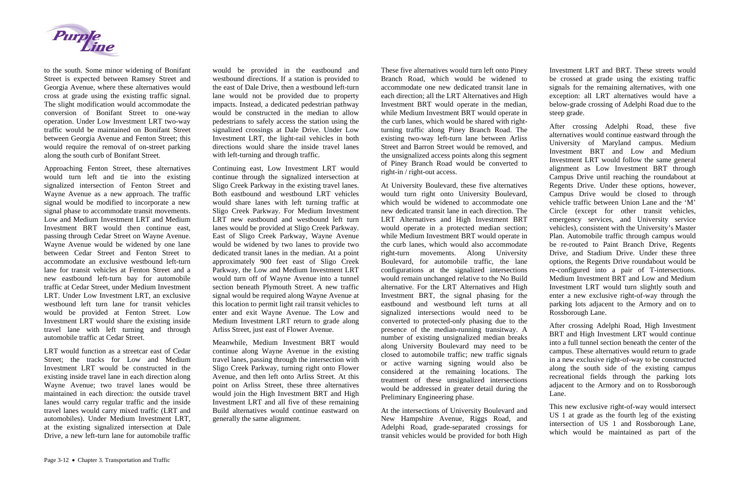to the south. Some minor widening of Bonifant Street is expected between Ramsey Street and Georgia Avenue, where these alternatives would cross at grade using the existing traffic signal. The slight modification would accommodate the conversion of Bonifant Street to one-way operation. Under Low Investment LRT two-way traffic would be maintained on Bonifant Street between Georgia Avenue and Fenton Street; this would require the removal of on-street parking along the south curb of Bonifant Street.

Approaching Fenton Street, these alternatives would turn left and tie into the existing signalized intersection of Fenton Street and Wayne Avenue as a new approach. The traffic signal would be modified to incorporate a new signal phase to accommodate transit movements. Low and Medium Investment LRT and Medium Investment BRT would then continue east, passing through Cedar Street on Wayne Avenue. Wayne Avenue would be widened by one lane between Cedar Street and Fenton Street to accommodate an exclusive westbound left-turn lane for transit vehicles at Fenton Street and a new eastbound left-turn bay for automobile traffic at Cedar Street, under Medium Investment LRT. Under Low Investment LRT, an exclusive westbound left turn lane for transit vehicles would be provided at Fenton Street. Low Investment LRT would share the existing inside travel lane with left turning and through automobile traffic at Cedar Street.

LRT would function as a streetcar east of Cedar Street; the tracks for Low and Medium Investment LRT would be constructed in the existing inside travel lane in each direction along Wayne Avenue; two travel lanes would be maintained in each direction: the outside travel lanes would carry regular traffic and the inside travel lanes would carry mixed traffic (LRT and automobiles). Under Medium Investment LRT, at the existing signalized intersection at Dale Drive, a new left-turn lane for automobile traffic would be provided in the eastbound and westbound directions. If a station is provided to the east of Dale Drive, then a westbound left-turn lane would not be provided due to property impacts. Instead, a dedicated pedestrian pathway would be constructed in the median to allow pedestrians to safely access the station using the signalized crossings at Dale Drive. Under Low Investment LRT, the light-rail vehicles in both directions would share the inside travel lanes with left-turning and through traffic.

Continuing east, Low Investment LRT would continue through the signalized intersection at Sligo Creek Parkway in the existing travel lanes. Both eastbound and westbound LRT vehicles would share lanes with left turning traffic at Sligo Creek Parkway. For Medium Investment LRT new eastbound and westbound left turn lanes would be provided at Sligo Creek Parkway. East of Sligo Creek Parkway, Wayne Avenue would be widened by two lanes to provide two dedicated transit lanes in the median. At a point approximately 900 feet east of Sligo Creek Parkway, the Low and Medium Investment LRT would turn off of Wayne Avenue into a tunnel section beneath Plymouth Street. A new traffic signal would be required along Wayne Avenue at this location to permit light rail transit vehicles to enter and exit Wayne Avenue. The Low and Medium Investment LRT return to grade along Arliss Street, just east of Flower Avenue.

Meanwhile, Medium Investment BRT would continue along Wayne Avenue in the existing travel lanes, passing through the intersection with Sligo Creek Parkway, turning right onto Flower Avenue, and then left onto Arliss Street. At this point on Arliss Street, these three alternatives would join the High Investment BRT and High Investment LRT and all five of these remaining Build alternatives would continue eastward on generally the same alignment.

These five alternatives would turn left onto Piney Branch Road, which would be widened to accommodate one new dedicated transit lane in each direction; all the LRT Alternatives and High Investment BRT would operate in the median, while Medium Investment BRT would operate in the curb lanes, which would be shared with right-turning traffic along Piney Branch Road. The existing two-way left-turn lane between Arliss Street and Barron Street would be removed, and the unsignalized access points along this segment of Piney Branch Road would be converted to right-in / right-out access.

At University Boulevard, these five alternatives would turn right onto University Boulevard, which would be widened to accommodate one new dedicated transit lane in each direction. The LRT Alternatives and High Investment BRT would operate in a protected median section; while Medium Investment BRT would operate in the curb lanes, which would also accommodate right-turn movements. Along University Boulevard, for automobile traffic, the lane configurations at the signalized intersections would remain unchanged relative to the No Build alternative. For the LRT Alternatives and High Investment BRT, the signal phasing for the eastbound and westbound left turns at all signalized intersections would need to be converted to protected-only phasing due to the presence of the median-running transitway. A number of existing unsignalized median breaks along University Boulevard may need to be closed to automobile traffic; new traffic signals or active warning signing would also be considered at the remaining locations. The treatment of these unsignalized intersections would be addressed in greater detail during the Preliminary Engineering phase.

At the intersections of University Boulevard and New Hampshire Avenue, Riggs Road, and Adelphi Road, grade-separated crossings for transit vehicles would be provided for both High Investment LRT and BRT. These streets would be crossed at grade using the existing traffic signals for the remaining alternatives, with one exception: all LRT alternatives would have a below-grade crossing of Adelphi Road due to the steep grade.

After crossing Adelphi Road, these five alternatives would continue eastward through the University of Maryland campus. Medium Investment BRT and Low and Medium Investment LRT would follow the same general alignment as Low Investment BRT through Campus Drive until reaching the roundabout at Regents Drive. Under these options, however, Campus Drive would be closed to through vehicle traffic between Union Lane and the 'M' Circle (except for other transit vehicles, emergency services, and University service vehicles), consistent with the University's Master Plan. Automobile traffic through campus would be re-routed to Paint Branch Drive, Regents Drive, and Stadium Drive. Under these three options, the Regents Drive roundabout would be re-configured into a pair of T-intersections. Medium Investment BRT and Low and Medium Investment LRT would turn slightly south and enter a new exclusive right-of-way through the parking lots adjacent to the Armory and on to Rossborough Lane.

After crossing Adelphi Road, High Investment BRT and High Investment LRT would continue into a full tunnel section beneath the center of the campus. These alternatives would return to grade in a new exclusive right-of-way to be constructed along the south side of the existing campus recreational fields through the parking lots adjacent to the Armory and on to Rossborough Lane.

This new exclusive right-of-way would intersect US 1 at grade as the fourth leg of the existing intersection of US 1 and Rossborough Lane, which would be maintained as part of the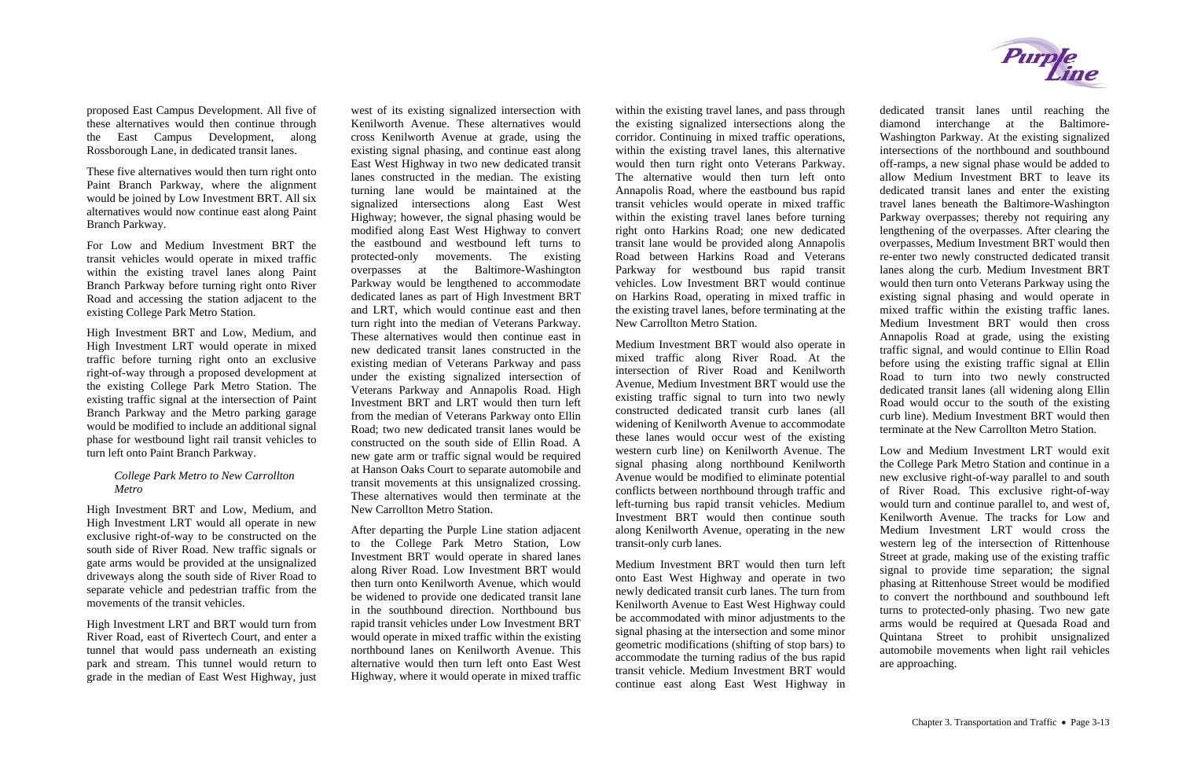proposed East Campus Development. All five of these alternatives would then continue through the East Campus Development, along Rossborough Lane, in dedicated transit lanes.

These five alternatives would then turn right onto Paint Branch Parkway, where the alignment would be joined by Low Investment BRT. All six alternatives would now continue east along Paint Branch Parkway.

For Low and Medium Investment BRT the transit vehicles would operate in mixed traffic within the existing travel lanes along Paint Branch Parkway before turning right onto River Road and accessing the station adjacent to the existing College Park Metro Station.

High Investment BRT and Low, Medium, and High Investment LRT would operate in mixed traffic before turning right onto an exclusive right-of-way through a proposed development at the existing College Park Metro Station. The existing traffic signal at the intersection of Paint Branch Parkway and the Metro parking garage would be modified to include an additional signal phase for westbound light rail transit vehicles to turn left onto Paint Branch Parkway.

### *College Park Metro to New Carrollton Metro*

High Investment BRT and Low, Medium, and High Investment LRT would all operate in new exclusive right-of-way to be constructed on the south side of River Road. New traffic signals or gate arms would be provided at the unsignalized driveways along the south side of River Road to separate vehicle and pedestrian traffic from the movements of the transit vehicles.

High Investment LRT and BRT would turn from River Road, east of Rivertech Court, and enter a tunnel that would pass underneath an existing park and stream. This tunnel would return to grade in the median of East West Highway, just west of its existing signalized intersection with Kenilworth Avenue. These alternatives would cross Kenilworth Avenue at grade, using the existing signal phasing, and continue east along East West Highway in two new dedicated transit lanes constructed in the median. The existing turning lane would be maintained at the signalized intersections along East West Highway; however, the signal phasing would be modified along East West Highway to convert the eastbound and westbound left turns to protected-only movements. The existing overpasses at the Baltimore-Washington Parkway would be lengthened to accommodate dedicated lanes as part of High Investment BRT and LRT, which would continue east and then turn right into the median of Veterans Parkway. These alternatives would then continue east in new dedicated transit lanes constructed in the existing median of Veterans Parkway and pass under the existing signalized intersection of Veterans Parkway and Annapolis Road. High Investment BRT and LRT would then turn left from the median of Veterans Parkway onto Ellin Road; two new dedicated transit lanes would be constructed on the south side of Ellin Road. A new gate arm or traffic signal would be required at Hanson Oaks Court to separate automobile and transit movements at this unsignalized crossing. These alternatives would then terminate at the New Carrollton Metro Station.

After departing the Purple Line station adjacent to the College Park Metro Station, Low Investment BRT would operate in shared lanes along River Road. Low Investment BRT would then turn onto Kenilworth Avenue, which would be widened to provide one dedicated transit lane in the southbound direction. Northbound bus rapid transit vehicles under Low Investment BRT would operate in mixed traffic within the existing northbound lanes on Kenilworth Avenue. This alternative would then turn left onto East West Highway, where it would operate in mixed traffic within the existing travel lanes, and pass through the existing signalized intersections along the corridor. Continuing in mixed traffic operations, within the existing travel lanes, this alternative would then turn right onto Veterans Parkway. The alternative would then turn left onto Annapolis Road, where the eastbound bus rapid transit vehicles would operate in mixed traffic within the existing travel lanes before turning right onto Harkins Road; one new dedicated transit lane would be provided along Annapolis Road between Harkins Road and Veterans Parkway for westbound bus rapid transit vehicles. Low Investment BRT would continue on Harkins Road, operating in mixed traffic in the existing travel lanes, before terminating at the New Carrollton Metro Station.

Medium Investment BRT would also operate in mixed traffic along River Road. At the intersection of River Road and Kenilworth Avenue, Medium Investment BRT would use the existing traffic signal to turn into two newly constructed dedicated transit curb lanes (all widening of Kenilworth Avenue to accommodate these lanes would occur west of the existing western curb line) on Kenilworth Avenue. The signal phasing along northbound Kenilworth Avenue would be modified to eliminate potential conflicts between northbound through traffic and left-turning bus rapid transit vehicles. Medium Investment BRT would then continue south along Kenilworth Avenue, operating in the new transit-only curb lanes.

Medium Investment BRT would then turn left onto East West Highway and operate in two newly dedicated transit curb lanes. The turn from Kenilworth Avenue to East West Highway could be accommodated with minor adjustments to the signal phasing at the intersection and some minor geometric modifications (shifting of stop bars) to accommodate the turning radius of the bus rapid transit vehicle. Medium Investment BRT would continue east along East West Highway in dedicated transit lanes until reaching the diamond interchange at the Baltimore-Washington Parkway. At the existing signalized intersections of the northbound and southbound off-ramps, a new signal phase would be added to allow Medium Investment BRT to leave its dedicated transit lanes and enter the existing travel lanes beneath the Baltimore-Washington Parkway overpasses; thereby not requiring any lengthening of the overpasses. After clearing the overpasses, Medium Investment BRT would then re-enter two newly constructed dedicated transit lanes along the curb. Medium Investment BRT would then turn onto Veterans Parkway using the existing signal phasing and would operate in mixed traffic within the existing traffic lanes. Medium Investment BRT would then cross Annapolis Road at grade, using the existing traffic signal, and would continue to Ellin Road before using the existing traffic signal at Ellin Road to turn into two newly constructed dedicated transit lanes (all widening along Ellin Road would occur to the south of the existing curb line). Medium Investment BRT would then terminate at the New Carrollton Metro Station.

Low and Medium Investment LRT would exit the College Park Metro Station and continue in a new exclusive right-of-way parallel to and south of River Road. This exclusive right-of-way would turn and continue parallel to, and west of, Kenilworth Avenue. The tracks for Low and Medium Investment LRT would cross the western leg of the intersection of Rittenhouse Street at grade, making use of the existing traffic signal to provide time separation; the signal phasing at Rittenhouse Street would be modified to convert the northbound and southbound left turns to protected-only phasing. Two new gate arms would be required at Quesada Road and Quintana Street to prohibit unsignalized automobile movements when light rail vehicles are approaching.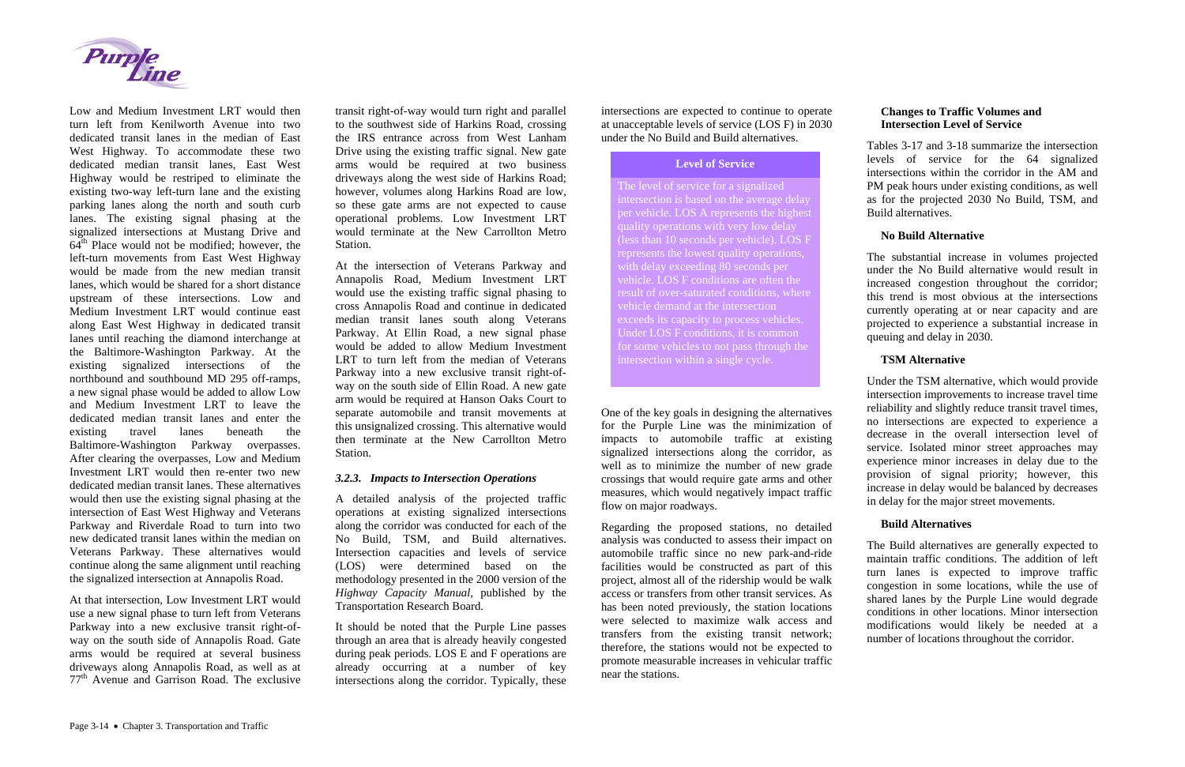Low and Medium Investment LRT would then turn left from Kenilworth Avenue into two dedicated transit lanes in the median of East West Highway. To accommodate these two dedicated median transit lanes, East West Highway would be restriped to eliminate the existing two-way left-turn lane and the existing parking lanes along the north and south curb lanes. The existing signal phasing at the signalized intersections at Mustang Drive and 64th Place would not be modified; however, the left-turn movements from East West Highway would be made from the new median transit lanes, which would be shared for a short distance upstream of these intersections. Low and Medium Investment LRT would continue east along East West Highway in dedicated transit lanes until reaching the diamond interchange at the Baltimore-Washington Parkway. At the existing signalized intersections of the northbound and southbound MD 295 off-ramps, a new signal phase would be added to allow Low and Medium Investment LRT to leave the dedicated median transit lanes and enter the existing travel lanes beneath the Baltimore-Washington Parkway overpasses. After clearing the overpasses, Low and Medium Investment LRT would then re-enter two new dedicated median transit lanes. These alternatives would then use the existing signal phasing at the intersection of East West Highway and Veterans Parkway and Riverdale Road to turn into two new dedicated transit lanes within the median on Veterans Parkway. These alternatives would continue along the same alignment until reaching the signalized intersection at Annapolis Road.

At that intersection, Low Investment LRT would use a new signal phase to turn left from Veterans Parkway into a new exclusive transit right-of-way on the south side of Annapolis Road. Gate arms would be required at several business driveways along Annapolis Road, as well as at 77th Avenue and Garrison Road. The exclusive transit right-of-way would turn right and parallel to the southwest side of Harkins Road, crossing the IRS entrance across from West Lanham Drive using the existing traffic signal. New gate arms would be required at two business driveways along the west side of Harkins Road; however, volumes along Harkins Road are low, so these gate arms are not expected to cause operational problems. Low Investment LRT would terminate at the New Carrollton Metro Station.

At the intersection of Veterans Parkway and Annapolis Road, Medium Investment LRT would use the existing traffic signal phasing to cross Annapolis Road and continue in dedicated median transit lanes south along Veterans Parkway. At Ellin Road, a new signal phase would be added to allow Medium Investment LRT to turn left from the median of Veterans Parkway into a new exclusive transit right-of-way on the south side of Ellin Road. A new gate arm would be required at Hanson Oaks Court to separate automobile and transit movements at this unsignalized crossing. This alternative would then terminate at the New Carrollton Metro Station.

### *3.2.3. Impacts to Intersection Operations*

A detailed analysis of the projected traffic operations at existing signalized intersections along the corridor was conducted for each of the No Build, TSM, and Build alternatives. Intersection capacities and levels of service (LOS) were determined based on the methodology presented in the 2000 version of the *Highway Capacity Manual*, published by the Transportation Research Board.

It should be noted that the Purple Line passes through an area that is already heavily congested during peak periods. LOS E and F operations are already occurring at a number of key intersections along the corridor. Typically, these intersections are expected to continue to operate at unacceptable levels of service (LOS F) in 2030 under the No Build and Build alternatives.

**Level of Service**

The level of service for a signalized intersection is based on the average delay per vehicle. LOS A represents the highest quality operations with very low delay (less than 10 seconds per vehicle). LOS F represents the lowest quality operations, with delay exceeding 80 seconds per vehicle. LOS F conditions are often the result of over-saturated conditions, where vehicle demand at the intersection exceeds its capacity to process vehicles. Under LOS F conditions, it is common for some vehicles to not pass through the intersection within a single cycle.

One of the key goals in designing the alternatives for the Purple Line was the minimization of impacts to automobile traffic at existing signalized intersections along the corridor, as well as to minimize the number of new grade crossings that would require gate arms and other measures, which would negatively impact traffic flow on major roadways.

Regarding the proposed stations, no detailed analysis was conducted to assess their impact on automobile traffic since no new park-and-ride facilities would be constructed as part of this project, almost all of the ridership would be walk access or transfers from other transit services. As has been noted previously, the station locations were selected to maximize walk access and transfers from the existing transit network; therefore, the stations would not be expected to promote measurable increases in vehicular traffic near the stations.

#### Changes to Traffic Volumes and Intersection Level of Service

Tables 3-17 and 3-18 summarize the intersection levels of service for the 64 signalized intersections within the corridor in the AM and PM peak hours under existing conditions, as well as for the projected 2030 No Build, TSM, and Build alternatives.

#### No Build Alternative

The substantial increase in volumes projected under the No Build alternative would result in increased congestion throughout the corridor; this trend is most obvious at the intersections currently operating at or near capacity and are projected to experience a substantial increase in queuing and delay in 2030.

#### TSM Alternative

Under the TSM alternative, which would provide intersection improvements to increase travel time reliability and slightly reduce transit travel times, no intersections are expected to experience a decrease in the overall intersection level of service. Isolated minor street approaches may experience minor increases in delay due to the provision of signal priority; however, this increase in delay would be balanced by decreases in delay for the major street movements.

#### Build Alternatives

The Build alternatives are generally expected to maintain traffic conditions. The addition of left turn lanes is expected to improve traffic congestion in some locations, while the use of shared lanes by the Purple Line would degrade conditions in other locations. Minor intersection modifications would likely be needed at a number of locations throughout the corridor.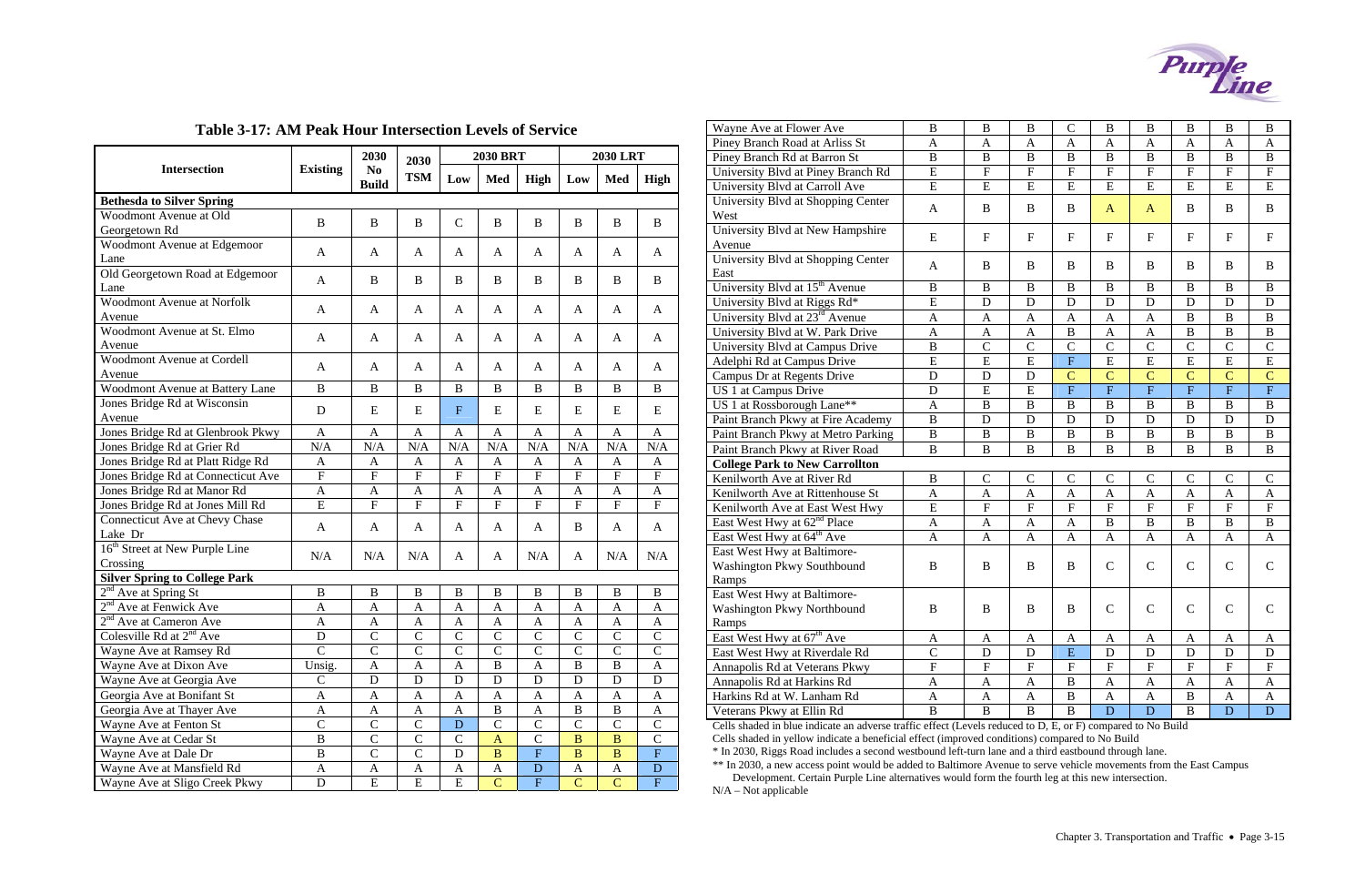**Table 3-17: AM Peak Hour Intersection Levels of Service**

| Intersection | Existing | 2030 No Build | 2030 TSM | 2030 BRT | | | 2030 LRT | | |
|---|---|---|---|---|---|---|---|---|---|
| | | | | Low | Med | High | Low | Med | High |
| **Bethesda to Silver Spring** | | | | | | | | | |
| Woodmont Avenue at Old Georgetown Rd | B | B | B | C | B | B | B | B | B |
| Woodmont Avenue at Edgemoor Lane | A | A | A | A | A | A | A | A | A |
| Old Georgetown Road at Edgemoor Lane | A | B | B | B | B | B | B | B | B |
| Woodmont Avenue at Norfolk Avenue | A | A | A | A | A | A | A | A | A |
| Woodmont Avenue at St. Elmo Avenue | A | A | A | A | A | A | A | A | A |
| Woodmont Avenue at Cordell Avenue | A | A | A | A | A | A | A | A | A |
| Woodmont Avenue at Battery Lane | B | B | B | B | B | B | B | B | B |
| Jones Bridge Rd at Wisconsin Avenue | D | E | E | F | E | E | E | E | E |
| Jones Bridge Rd at Glenbrook Pkwy | A | A | A | A | A | A | A | A | A |
| Jones Bridge Rd at Grier Rd | N/A | N/A | N/A | N/A | N/A | N/A | N/A | N/A | N/A |
| Jones Bridge Rd at Platt Ridge Rd | A | A | A | A | A | A | A | A | A |
| Jones Bridge Rd at Connecticut Ave | F | F | F | F | F | F | F | F | F |
| Jones Bridge Rd at Manor Rd | A | A | A | A | A | A | A | A | A |
| Jones Bridge Rd at Jones Mill Rd | E | F | F | F | F | F | F | F | F |
| Connecticut Ave at Chevy Chase Lake Dr | A | A | A | A | A | A | B | A | A |
| 16th Street at New Purple Line Crossing | N/A | N/A | N/A | A | A | N/A | A | N/A | N/A |
| **Silver Spring to College Park** | | | | | | | | | |
| 2nd Ave at Spring St | B | B | B | B | B | B | B | B | B |
| 2nd Ave at Fenwick Ave | A | A | A | A | A | A | A | A | A |
| 2nd Ave at Cameron Ave | A | A | A | A | A | A | A | A | A |
| Colesville Rd at 2nd Ave | D | C | C | C | C | C | C | C | C |
| Wayne Ave at Ramsey Rd | C | C | C | C | C | C | C | C | C |
| Wayne Ave at Dixon Ave | Unsig. | A | A | A | B | A | B | B | A |
| Wayne Ave at Georgia Ave | C | D | D | D | D | D | D | D | D |
| Georgia Ave at Bonifant St | A | A | A | A | A | A | A | A | A |
| Georgia Ave at Thayer Ave | A | A | A | A | B | A | B | B | A |
| Wayne Ave at Fenton St | C | C | C | D | C | C | C | C | C |
| Wayne Ave at Cedar St | B | C | C | C | A | C | B | B | C |
| Wayne Ave at Dale Dr | B | C | C | D | B | F | B | B | F |
| Wayne Ave at Mansfield Rd | A | A | A | A | A | D | A | A | D |
| Wayne Ave at Sligo Creek Pkwy | D | E | E | E | C | F | C | C | F |
| Wayne Ave at Flower Ave | B | B | B | C | B | B | B | B | B |
| Piney Branch Road at Arliss St | A | A | A | A | A | A | A | A | A |
| Piney Branch Rd at Barron St | B | B | B | B | B | B | B | B | B |
| University Blvd at Piney Branch Rd | E | F | F | F | F | F | F | F | F |
| University Blvd at Carroll Ave | E | E | E | E | E | E | E | E | E |
| University Blvd at Shopping Center West | A | B | B | B | A | A | B | B | B |
| University Blvd at New Hampshire Avenue | E | F | F | F | F | F | F | F | F |
| University Blvd at Shopping Center East | A | B | B | B | B | B | B | B | B |
| University Blvd at 15th Avenue | B | B | B | B | B | B | B | B | B |
| University Blvd at Riggs Rd* | E | D | D | D | D | D | D | D | D |
| University Blvd at 23rd Avenue | A | A | A | A | A | A | B | B | B |
| University Blvd at W. Park Drive | A | A | A | B | A | A | B | B | B |
| University Blvd at Campus Drive | B | C | C | C | C | C | C | C | C |
| Adelphi Rd at Campus Drive | E | E | E | F | E | E | E | E | E |
| Campus Dr at Regents Drive | D | D | D | C | C | C | C | C | C |
| US 1 at Campus Drive | D | E | E | F | F | F | F | F | F |
| US 1 at Rossborough Lane** | A | B | B | B | B | B | B | B | B |
| Paint Branch Pkwy at Fire Academy | B | D | D | D | D | D | D | D | D |
| Paint Branch Pkwy at Metro Parking | B | B | B | B | B | B | B | B | B |
| Paint Branch Pkwy at River Road | B | B | B | B | B | B | B | B | B |
| **College Park to New Carrollton** | | | | | | | | | |
| Kenilworth Ave at River Rd | B | C | C | C | C | C | C | C | C |
| Kenilworth Ave at Rittenhouse St | A | A | A | A | A | A | A | A | A |
| Kenilworth Ave at East West Hwy | E | F | F | F | F | F | F | F | F |
| East West Hwy at 62nd Place | A | A | A | A | B | B | B | B | B |
| East West Hwy at 64th Ave | A | A | A | A | A | A | A | A | A |
| East West Hwy at Baltimore-Washington Pkwy Southbound Ramps | B | B | B | B | C | C | C | C | C |
| East West Hwy at Baltimore-Washington Pkwy Northbound Ramps | B | B | B | B | C | C | C | C | C |
| East West Hwy at 67th Ave | A | A | A | A | A | A | A | A | A |
| East West Hwy at Riverdale Rd | C | D | D | E | D | D | D | D | D |
| Annapolis Rd at Veterans Pkwy | F | F | F | F | F | F | F | F | F |
| Annapolis Rd at Harkins Rd | A | A | A | B | A | A | A | A | A |
| Harkins Rd at W. Lanham Rd | A | A | A | B | A | A | B | A | A |
| Veterans Pkwy at Ellin Rd | B | B | B | B | D | D | B | D | D |

Cells shaded in blue indicate an adverse traffic effect (Levels reduced to D, E, or F) compared to No Build
Cells shaded in yellow indicate a beneficial effect (improved conditions) compared to No Build
* In 2030, Riggs Road includes a second westbound left-turn lane and a third eastbound through lane.
** In 2030, a new access point would be added to Baltimore Avenue to serve vehicle movements from the East Campus Development. Certain Purple Line alternatives would form the fourth leg at this new intersection.
N/A – Not applicable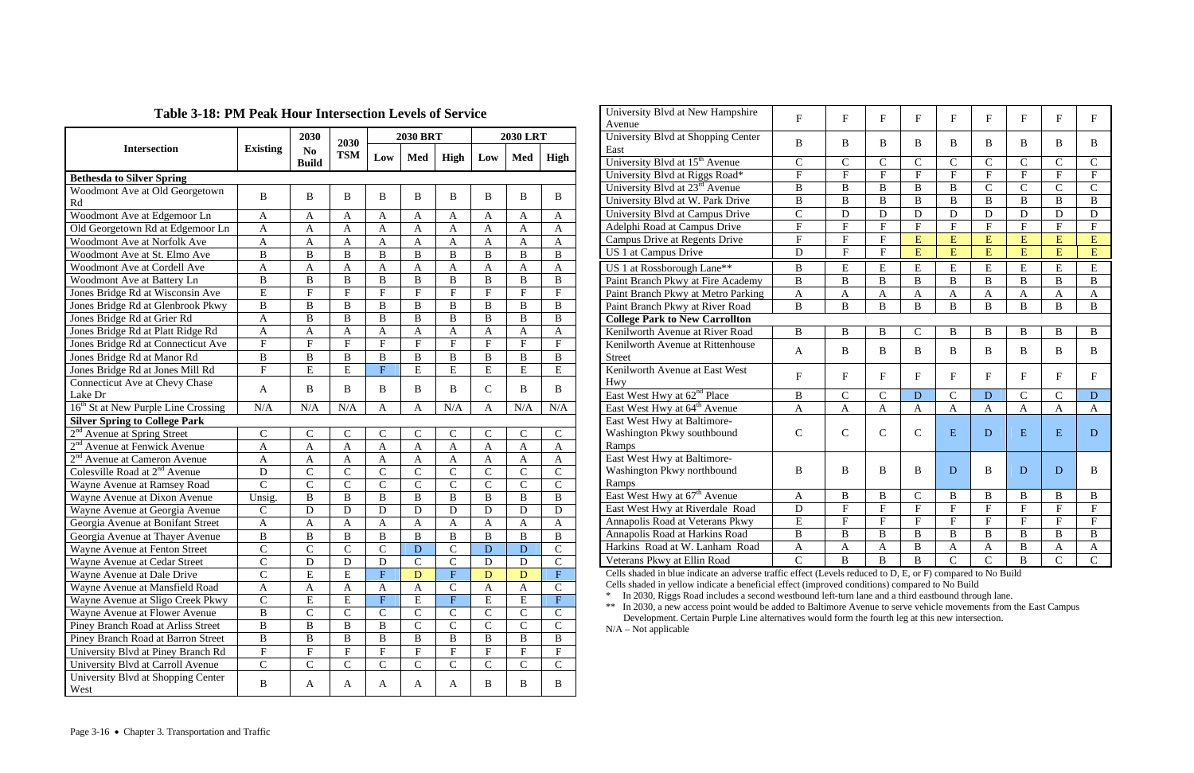**Table 3-18: PM Peak Hour Intersection Levels of Service**

| Intersection | Existing | 2030 No Build | 2030 TSM | 2030 BRT | | | 2030 LRT | | |
|---|---|---|---|---|---|---|---|---|---|
| | | | | Low | Med | High | Low | Med | High |
| **Bethesda to Silver Spring** | | | | | | | | | |
| Woodmont Ave at Old Georgetown Rd | B | B | B | B | B | B | B | B | B |
| Woodmont Ave at Edgemoor Ln | A | A | A | A | A | A | A | A | A |
| Old Georgetown Rd at Edgemoor Ln | A | A | A | A | A | A | A | A | A |
| Woodmont Ave at Norfolk Ave | A | A | A | A | A | A | A | A | A |
| Woodmont Ave at St. Elmo Ave | B | B | B | B | B | B | B | B | B |
| Woodmont Ave at Cordell Ave | A | A | A | A | A | A | A | A | A |
| Woodmont Ave at Battery Ln | B | B | B | B | B | B | B | B | B |
| Jones Bridge Rd at Wisconsin Ave | E | F | F | F | F | F | F | F | F |
| Jones Bridge Rd at Glenbrook Pkwy | B | B | B | B | B | B | B | B | B |
| Jones Bridge Rd at Grier Rd | A | B | B | B | B | B | B | B | B |
| Jones Bridge Rd at Platt Ridge Rd | A | A | A | A | A | A | A | A | A |
| Jones Bridge Rd at Connecticut Ave | F | F | F | F | F | F | F | F | F |
| Jones Bridge Rd at Manor Rd | B | B | B | B | B | B | B | B | B |
| Jones Bridge Rd at Jones Mill Rd | F | E | E | F | E | E | E | E | E |
| Connecticut Ave at Chevy Chase Lake Dr | A | B | B | B | B | B | C | B | B |
| 16th St at New Purple Line Crossing | N/A | N/A | N/A | A | A | N/A | A | N/A | N/A |
| **Silver Spring to College Park** | | | | | | | | | |
| 2nd Avenue at Spring Street | C | C | C | C | C | C | C | C | C |
| 2nd Avenue at Fenwick Avenue | A | A | A | A | A | A | A | A | A |
| 2nd Avenue at Cameron Avenue | A | A | A | A | A | A | A | A | A |
| Colesville Road at 2nd Avenue | D | C | C | C | C | C | C | C | C |
| Wayne Avenue at Ramsey Road | C | C | C | C | C | C | C | C | C |
| Wayne Avenue at Dixon Avenue | Unsig. | B | B | B | B | B | B | B | B |
| Wayne Avenue at Georgia Avenue | C | D | D | D | D | D | D | D | D |
| Georgia Avenue at Bonifant Street | A | A | A | A | A | A | A | A | A |
| Georgia Avenue at Thayer Avenue | B | B | B | B | B | B | B | B | B |
| Wayne Avenue at Fenton Street | C | C | C | C | D | C | D | D | C |
| Wayne Avenue at Cedar Street | C | D | D | D | C | C | D | D | C |
| Wayne Avenue at Dale Drive | C | E | E | F | D | F | D | D | F |
| Wayne Avenue at Mansfield Road | A | A | A | A | A | C | A | A | C |
| Wayne Avenue at Sligo Creek Pkwy | C | E | E | F | E | F | E | E | F |
| Wayne Avenue at Flower Avenue | B | C | C | C | C | C | C | C | C |
| Piney Branch Road at Arliss Street | B | B | B | B | C | C | C | C | C |
| Piney Branch Road at Barron Street | B | B | B | B | B | B | B | B | B |
| University Blvd at Piney Branch Rd | F | F | F | F | F | F | F | F | F |
| University Blvd at Carroll Avenue | C | C | C | C | C | C | C | C | C |
| University Blvd at Shopping Center West | B | A | A | A | A | A | B | B | B |
| University Blvd at New Hampshire Avenue | F | F | F | F | F | F | F | F | F |
| University Blvd at Shopping Center East | B | B | B | B | B | B | B | B | B |
| University Blvd at 15th Avenue | C | C | C | C | C | C | C | C | C |
| University Blvd at Riggs Road* | F | F | F | F | F | F | F | F | F |
| University Blvd at 23rd Avenue | B | B | B | B | B | C | C | C | C |
| University Blvd at W. Park Drive | B | B | B | B | B | B | B | B | B |
| University Blvd at Campus Drive | C | D | D | D | D | D | D | D | D |
| Adelphi Road at Campus Drive | F | F | F | F | F | F | F | F | F |
| Campus Drive at Regents Drive | F | F | F | E | E | E | E | E | E |
| US 1 at Campus Drive | D | F | F | E | E | E | E | E | E |
| US 1 at Rossborough Lane** | B | E | E | E | E | E | E | E | E |
| Paint Branch Pkwy at Fire Academy | B | B | B | B | B | B | B | B | B |
| Paint Branch Pkwy at Metro Parking | A | A | A | A | A | A | A | A | A |
| Paint Branch Pkwy at River Road | B | B | B | B | B | B | B | B | B |
| **College Park to New Carrollton** | | | | | | | | | |
| Kenilworth Avenue at River Road | B | B | B | C | B | B | B | B | B |
| Kenilworth Avenue at Rittenhouse Street | A | B | B | B | B | B | B | B | B |
| Kenilworth Avenue at East West Hwy | F | F | F | F | F | F | F | F | F |
| East West Hwy at 62nd Place | B | C | C | D | C | D | C | C | D |
| East West Hwy at 64th Avenue | A | A | A | A | A | A | A | A | A |
| East West Hwy at Baltimore-Washington Pkwy southbound Ramps | C | C | C | C | E | D | E | E | D |
| East West Hwy at Baltimore-Washington Pkwy northbound Ramps | B | B | B | B | D | B | D | D | B |
| East West Hwy at 67th Avenue | A | B | B | C | B | B | B | B | B |
| East West Hwy at Riverdale Road | D | F | F | F | F | F | F | F | F |
| Annapolis Road at Veterans Pkwy | E | F | F | F | F | F | F | F | F |
| Annapolis Road at Harkins Road | B | B | B | B | B | B | B | B | B |
| Harkins Road at W. Lanham Road | A | A | A | B | A | A | B | A | A |
| Veterans Pkwy at Ellin Road | C | B | B | B | C | C | B | C | C |

Cells shaded in blue indicate an adverse traffic effect (Levels reduced to D, E, or F) compared to No Build

Cells shaded in yellow indicate a beneficial effect (improved conditions) compared to No Build

\* In 2030, Riggs Road includes a second westbound left-turn lane and a third eastbound through lane.

\*\* In 2030, a new access point would be added to Baltimore Avenue to serve vehicle movements from the East Campus Development. Certain Purple Line alternatives would form the fourth leg at this new intersection.

N/A – Not applicable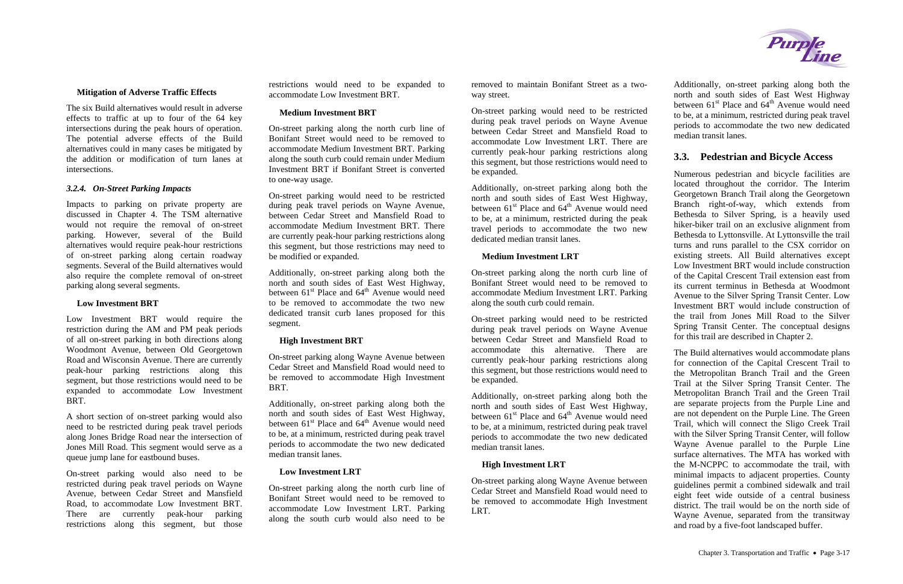#### Mitigation of Adverse Traffic Effects

The six Build alternatives would result in adverse effects to traffic at up to four of the 64 key intersections during the peak hours of operation. The potential adverse effects of the Build alternatives could in many cases be mitigated by the addition or modification of turn lanes at intersections.

### *3.2.4. On-Street Parking Impacts*

Impacts to parking on private property are discussed in Chapter 4. The TSM alternative would not require the removal of on-street parking. However, several of the Build alternatives would require peak-hour restrictions of on-street parking along certain roadway segments. Several of the Build alternatives would also require the complete removal of on-street parking along several segments.

#### Low Investment BRT

Low Investment BRT would require the restriction during the AM and PM peak periods of all on-street parking in both directions along Woodmont Avenue, between Old Georgetown Road and Wisconsin Avenue. There are currently peak-hour parking restrictions along this segment, but those restrictions would need to be expanded to accommodate Low Investment BRT.

A short section of on-street parking would also need to be restricted during peak travel periods along Jones Bridge Road near the intersection of Jones Mill Road. This segment would serve as a queue jump lane for eastbound buses.

On-street parking would also need to be restricted during peak travel periods on Wayne Avenue, between Cedar Street and Mansfield Road, to accommodate Low Investment BRT. There are currently peak-hour parking restrictions along this segment, but those restrictions would need to be expanded to accommodate Low Investment BRT.

#### Medium Investment BRT

On-street parking along the north curb line of Bonifant Street would need to be removed to accommodate Medium Investment BRT. Parking along the south curb could remain under Medium Investment BRT if Bonifant Street is converted to one-way usage.

On-street parking would need to be restricted during peak travel periods on Wayne Avenue, between Cedar Street and Mansfield Road to accommodate Medium Investment BRT. There are currently peak-hour parking restrictions along this segment, but those restrictions may need to be modified or expanded.

Additionally, on-street parking along both the north and south sides of East West Highway, between 61st Place and 64th Avenue would need to be removed to accommodate the two new dedicated transit curb lanes proposed for this segment.

#### High Investment BRT

On-street parking along Wayne Avenue between Cedar Street and Mansfield Road would need to be removed to accommodate High Investment BRT.

Additionally, on-street parking along both the north and south sides of East West Highway, between 61st Place and 64th Avenue would need to be, at a minimum, restricted during peak travel periods to accommodate the two new dedicated median transit lanes.

#### Low Investment LRT

On-street parking along the north curb line of Bonifant Street would need to be removed to accommodate Low Investment LRT. Parking along the south curb would also need to be removed to maintain Bonifant Street as a two-way street.

On-street parking would need to be restricted during peak travel periods on Wayne Avenue between Cedar Street and Mansfield Road to accommodate Low Investment LRT. There are currently peak-hour parking restrictions along this segment, but those restrictions would need to be expanded.

Additionally, on-street parking along both the north and south sides of East West Highway, between 61st Place and 64th Avenue would need to be, at a minimum, restricted during the peak travel periods to accommodate the two new dedicated median transit lanes.

#### Medium Investment LRT

On-street parking along the north curb line of Bonifant Street would need to be removed to accommodate Medium Investment LRT. Parking along the south curb could remain.

On-street parking would need to be restricted during peak travel periods on Wayne Avenue between Cedar Street and Mansfield Road to accommodate this alternative. There are currently peak-hour parking restrictions along this segment, but those restrictions would need to be expanded.

Additionally, on-street parking along both the north and south sides of East West Highway, between 61st Place and 64th Avenue would need to be, at a minimum, restricted during peak travel periods to accommodate the two new dedicated median transit lanes.

#### High Investment LRT

On-street parking along Wayne Avenue between Cedar Street and Mansfield Road would need to be removed to accommodate High Investment LRT.

Additionally, on-street parking along both the north and south sides of East West Highway between 61st Place and 64th Avenue would need to be, at a minimum, restricted during peak travel periods to accommodate the two new dedicated median transit lanes.

## 3.3. Pedestrian and Bicycle Access

Numerous pedestrian and bicycle facilities are located throughout the corridor. The Interim Georgetown Branch Trail along the Georgetown Branch right-of-way, which extends from Bethesda to Silver Spring, is a heavily used hiker-biker trail on an exclusive alignment from Bethesda to Lyttonsville. At Lyttonsville the trail turns and runs parallel to the CSX corridor on existing streets. All Build alternatives except Low Investment BRT would include construction of the Capital Crescent Trail extension east from its current terminus in Bethesda at Woodmont Avenue to the Silver Spring Transit Center. Low Investment BRT would include construction of the trail from Jones Mill Road to the Silver Spring Transit Center. The conceptual designs for this trail are described in Chapter 2.

The Build alternatives would accommodate plans for connection of the Capital Crescent Trail to the Metropolitan Branch Trail and the Green Trail at the Silver Spring Transit Center. The Metropolitan Branch Trail and the Green Trail are separate projects from the Purple Line and are not dependent on the Purple Line. The Green Trail, which will connect the Sligo Creek Trail with the Silver Spring Transit Center, will follow Wayne Avenue parallel to the Purple Line surface alternatives. The MTA has worked with the M-NCPPC to accommodate the trail, with minimal impacts to adjacent properties. County guidelines permit a combined sidewalk and trail eight feet wide outside of a central business district. The trail would be on the north side of Wayne Avenue, separated from the transitway and road by a five-foot landscaped buffer.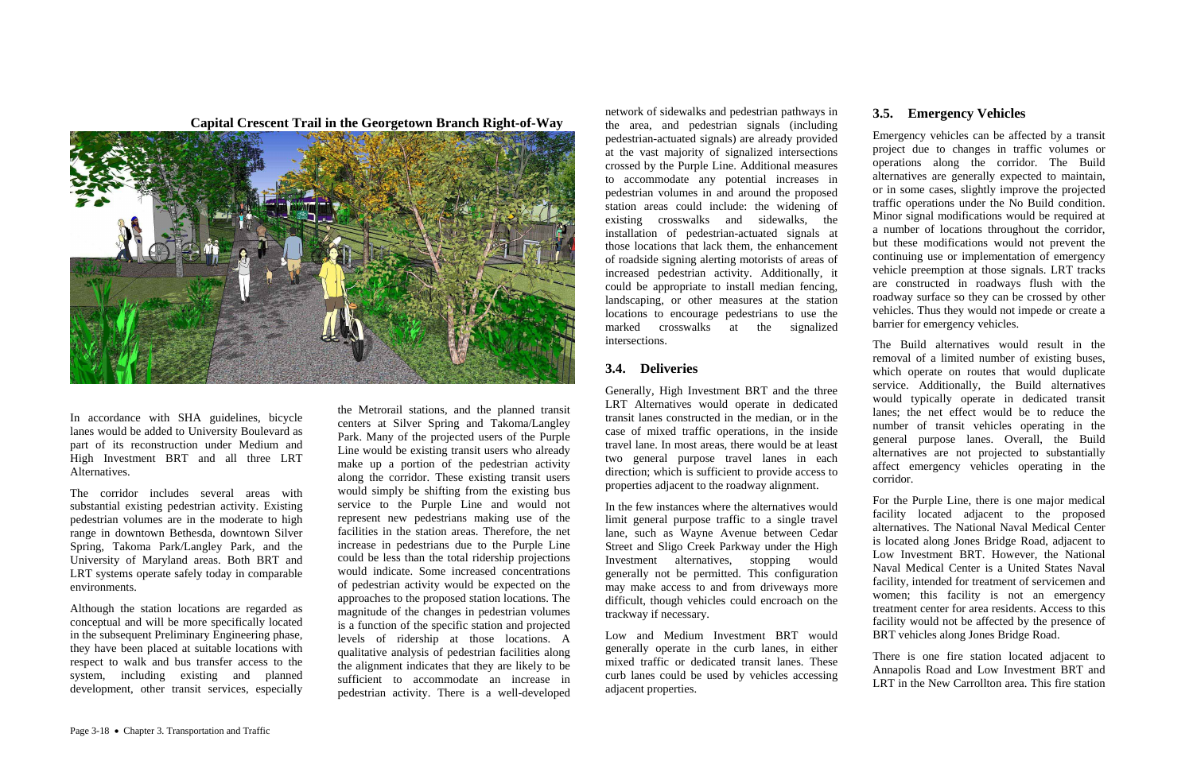**Capital Crescent Trail in the Georgetown Branch Right-of-Way**

In accordance with SHA guidelines, bicycle lanes would be added to University Boulevard as part of its reconstruction under Medium and High Investment BRT and all three LRT Alternatives.

The corridor includes several areas with substantial existing pedestrian activity. Existing pedestrian volumes are in the moderate to high range in downtown Bethesda, downtown Silver Spring, Takoma Park/Langley Park, and the University of Maryland areas. Both BRT and LRT systems operate safely today in comparable environments.

Although the station locations are regarded as conceptual and will be more specifically located in the subsequent Preliminary Engineering phase, they have been placed at suitable locations with respect to walk and bus transfer access to the system, including existing and planned development, other transit services, especially the Metrorail stations, and the planned transit centers at Silver Spring and Takoma/Langley Park. Many of the projected users of the Purple Line would be existing transit users who already make up a portion of the pedestrian activity along the corridor. These existing transit users would simply be shifting from the existing bus service to the Purple Line and would not represent new pedestrians making use of the facilities in the station areas. Therefore, the net increase in pedestrians due to the Purple Line could be less than the total ridership projections would indicate. Some increased concentrations of pedestrian activity would be expected on the approaches to the proposed station locations. The magnitude of the changes in pedestrian volumes is a function of the specific station and projected levels of ridership at those locations. A qualitative analysis of pedestrian facilities along the alignment indicates that they are likely to be sufficient to accommodate an increase in pedestrian activity. There is a well-developed network of sidewalks and pedestrian pathways in the area, and pedestrian signals (including pedestrian-actuated signals) are already provided at the vast majority of signalized intersections crossed by the Purple Line. Additional measures to accommodate any potential increases in pedestrian volumes in and around the proposed station areas could include: the widening of existing crosswalks and sidewalks, the installation of pedestrian-actuated signals at those locations that lack them, the enhancement of roadside signing alerting motorists of areas of increased pedestrian activity. Additionally, it could be appropriate to install median fencing, landscaping, or other measures at the station locations to encourage pedestrians to use the marked crosswalks at the signalized intersections.

## 3.4. Deliveries

Generally, High Investment BRT and the three LRT Alternatives would operate in dedicated transit lanes constructed in the median, or in the case of mixed traffic operations, in the inside travel lane. In most areas, there would be at least two general purpose travel lanes in each direction; which is sufficient to provide access to properties adjacent to the roadway alignment.

In the few instances where the alternatives would limit general purpose traffic to a single travel lane, such as Wayne Avenue between Cedar Street and Sligo Creek Parkway under the High Investment alternatives, stopping would generally not be permitted. This configuration may make access to and from driveways more difficult, though vehicles could encroach on the trackway if necessary.

Low and Medium Investment BRT would generally operate in the curb lanes, in either mixed traffic or dedicated transit lanes. These curb lanes could be used by vehicles accessing adjacent properties.

## 3.5. Emergency Vehicles

Emergency vehicles can be affected by a transit project due to changes in traffic volumes or operations along the corridor. The Build alternatives are generally expected to maintain, or in some cases, slightly improve the projected traffic operations under the No Build condition. Minor signal modifications would be required at a number of locations throughout the corridor, but these modifications would not prevent the continuing use or implementation of emergency vehicle preemption at those signals. LRT tracks are constructed in roadways flush with the roadway surface so they can be crossed by other vehicles. Thus they would not impede or create a barrier for emergency vehicles.

The Build alternatives would result in the removal of a limited number of existing buses, which operate on routes that would duplicate service. Additionally, the Build alternatives would typically operate in dedicated transit lanes; the net effect would be to reduce the number of transit vehicles operating in the general purpose lanes. Overall, the Build alternatives are not projected to substantially affect emergency vehicles operating in the corridor.

For the Purple Line, there is one major medical facility located adjacent to the proposed alternatives. The National Naval Medical Center is located along Jones Bridge Road, adjacent to Low Investment BRT. However, the National Naval Medical Center is a United States Naval facility, intended for treatment of servicemen and women; this facility is not an emergency treatment center for area residents. Access to this facility would not be affected by the presence of BRT vehicles along Jones Bridge Road.

There is one fire station located adjacent to Annapolis Road and Low Investment BRT and LRT in the New Carrollton area. This fire station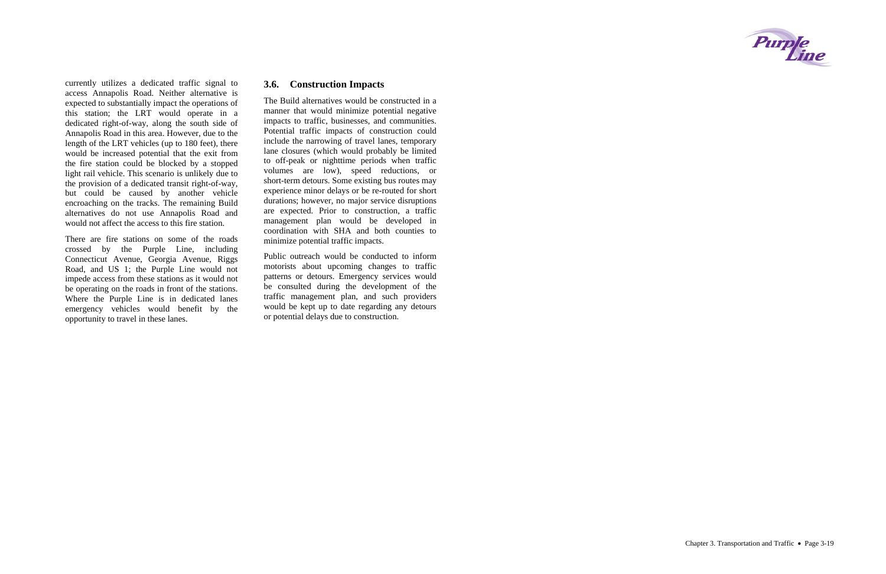currently utilizes a dedicated traffic signal to access Annapolis Road. Neither alternative is expected to substantially impact the operations of this station; the LRT would operate in a dedicated right-of-way, along the south side of Annapolis Road in this area. However, due to the length of the LRT vehicles (up to 180 feet), there would be increased potential that the exit from the fire station could be blocked by a stopped light rail vehicle. This scenario is unlikely due to the provision of a dedicated transit right-of-way, but could be caused by another vehicle encroaching on the tracks. The remaining Build alternatives do not use Annapolis Road and would not affect the access to this fire station.

There are fire stations on some of the roads crossed by the Purple Line, including Connecticut Avenue, Georgia Avenue, Riggs Road, and US 1; the Purple Line would not impede access from these stations as it would not be operating on the roads in front of the stations. Where the Purple Line is in dedicated lanes emergency vehicles would benefit by the opportunity to travel in these lanes.

### 3.6. Construction Impacts

The Build alternatives would be constructed in a manner that would minimize potential negative impacts to traffic, businesses, and communities. Potential traffic impacts of construction could include the narrowing of travel lanes, temporary lane closures (which would probably be limited to off-peak or nighttime periods when traffic volumes are low), speed reductions, or short-term detours. Some existing bus routes may experience minor delays or be re-routed for short durations; however, no major service disruptions are expected. Prior to construction, a traffic management plan would be developed in coordination with SHA and both counties to minimize potential traffic impacts.

Public outreach would be conducted to inform motorists about upcoming changes to traffic patterns or detours. Emergency services would be consulted during the development of the traffic management plan, and such providers would be kept up to date regarding any detours or potential delays due to construction.